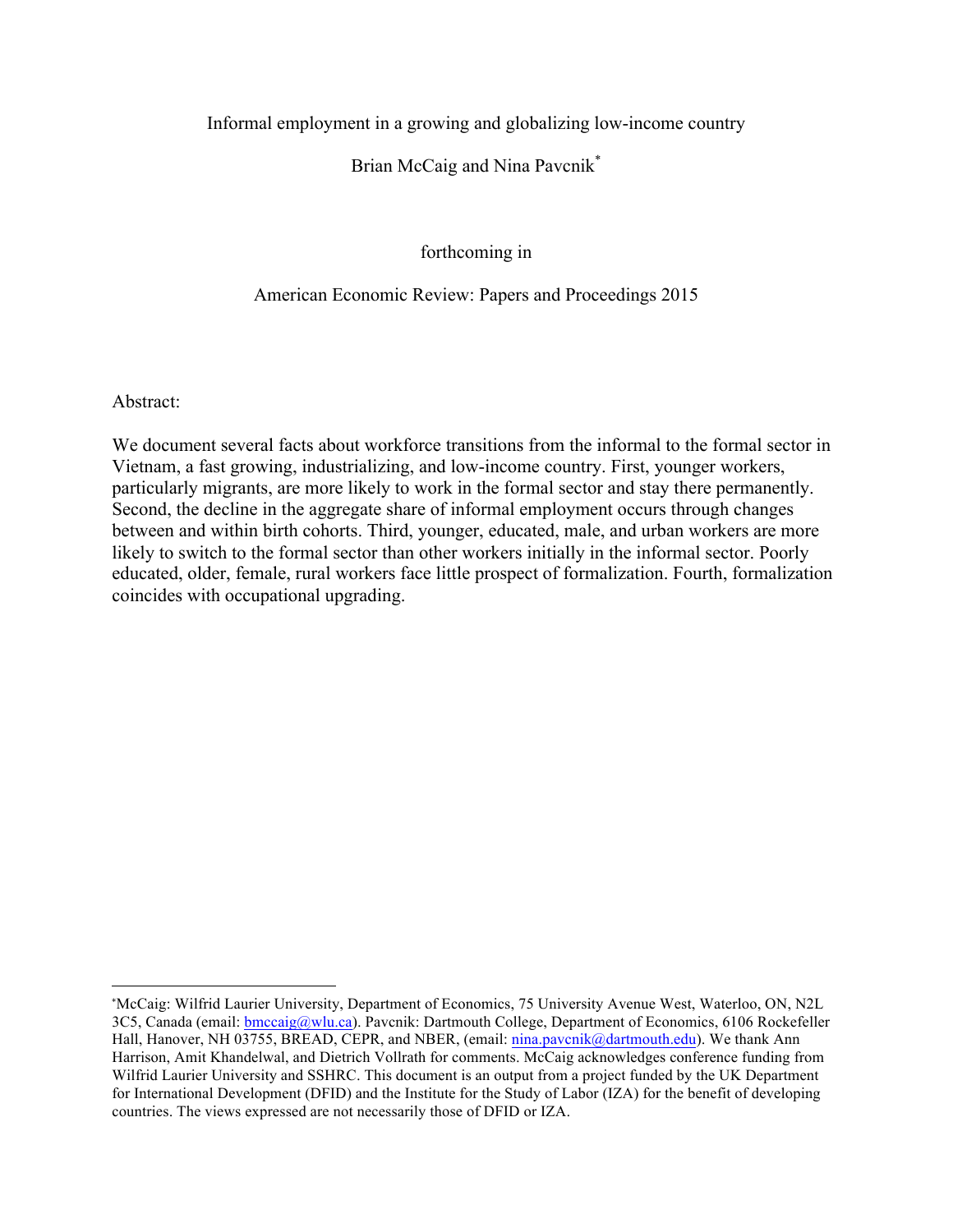# Informal employment in a growing and globalizing low-income country

Brian McCaig and Nina Pavcnik*

forthcoming in

American Economic Review: Papers and Proceedings 2015

Abstract:

We document several facts about workforce transitions from the informal to the formal sector in Vietnam, a fast growing, industrializing, and low-income country. First, younger workers, particularly migrants, are more likely to work in the formal sector and stay there permanently. Second, the decline in the aggregate share of informal employment occurs through changes between and within birth cohorts. Third, younger, educated, male, and urban workers are more likely to switch to the formal sector than other workers initially in the informal sector. Poorly educated, older, female, rural workers face little prospect of formalization. Fourth, formalization coincides with occupational upgrading.

---

*McCaig: Wilfrid Laurier University, Department of Economics, 75 University Avenue West, Waterloo, ON, N2L 3C5, Canada (email: bmccaig@wlu.ca). Pavcnik: Dartmouth College, Department of Economics, 6106 Rockefeller Hall, Hanover, NH 03755, BREAD, CEPR, and NBER, (email: nina.pavcnik@dartmouth.edu). We thank Ann Harrison, Amit Khandelwal, and Dietrich Vollrath for comments. McCaig acknowledges conference funding from Wilfrid Laurier University and SSHRC. This document is an output from a project funded by the UK Department for International Development (DFID) and the Institute for the Study of Labor (IZA) for the benefit of developing countries. The views expressed are not necessarily those of DFID or IZA.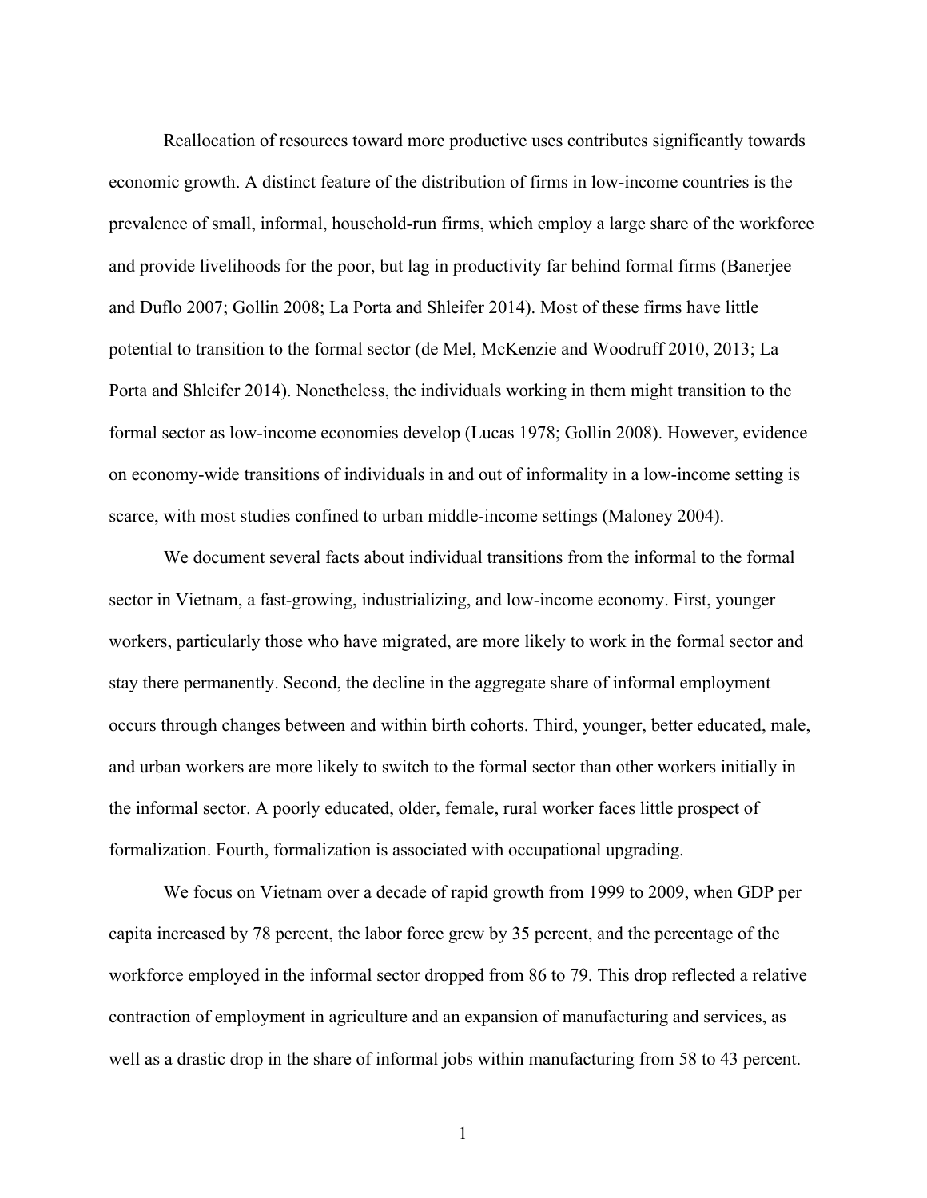Reallocation of resources toward more productive uses contributes significantly towards economic growth. A distinct feature of the distribution of firms in low-income countries is the prevalence of small, informal, household-run firms, which employ a large share of the workforce and provide livelihoods for the poor, but lag in productivity far behind formal firms (Banerjee and Duflo 2007; Gollin 2008; La Porta and Shleifer 2014). Most of these firms have little potential to transition to the formal sector (de Mel, McKenzie and Woodruff 2010, 2013; La Porta and Shleifer 2014). Nonetheless, the individuals working in them might transition to the formal sector as low-income economies develop (Lucas 1978; Gollin 2008). However, evidence on economy-wide transitions of individuals in and out of informality in a low-income setting is scarce, with most studies confined to urban middle-income settings (Maloney 2004).

We document several facts about individual transitions from the informal to the formal sector in Vietnam, a fast-growing, industrializing, and low-income economy. First, younger workers, particularly those who have migrated, are more likely to work in the formal sector and stay there permanently. Second, the decline in the aggregate share of informal employment occurs through changes between and within birth cohorts. Third, younger, better educated, male, and urban workers are more likely to switch to the formal sector than other workers initially in the informal sector. A poorly educated, older, female, rural worker faces little prospect of formalization. Fourth, formalization is associated with occupational upgrading.

We focus on Vietnam over a decade of rapid growth from 1999 to 2009, when GDP per capita increased by 78 percent, the labor force grew by 35 percent, and the percentage of the workforce employed in the informal sector dropped from 86 to 79. This drop reflected a relative contraction of employment in agriculture and an expansion of manufacturing and services, as well as a drastic drop in the share of informal jobs within manufacturing from 58 to 43 percent.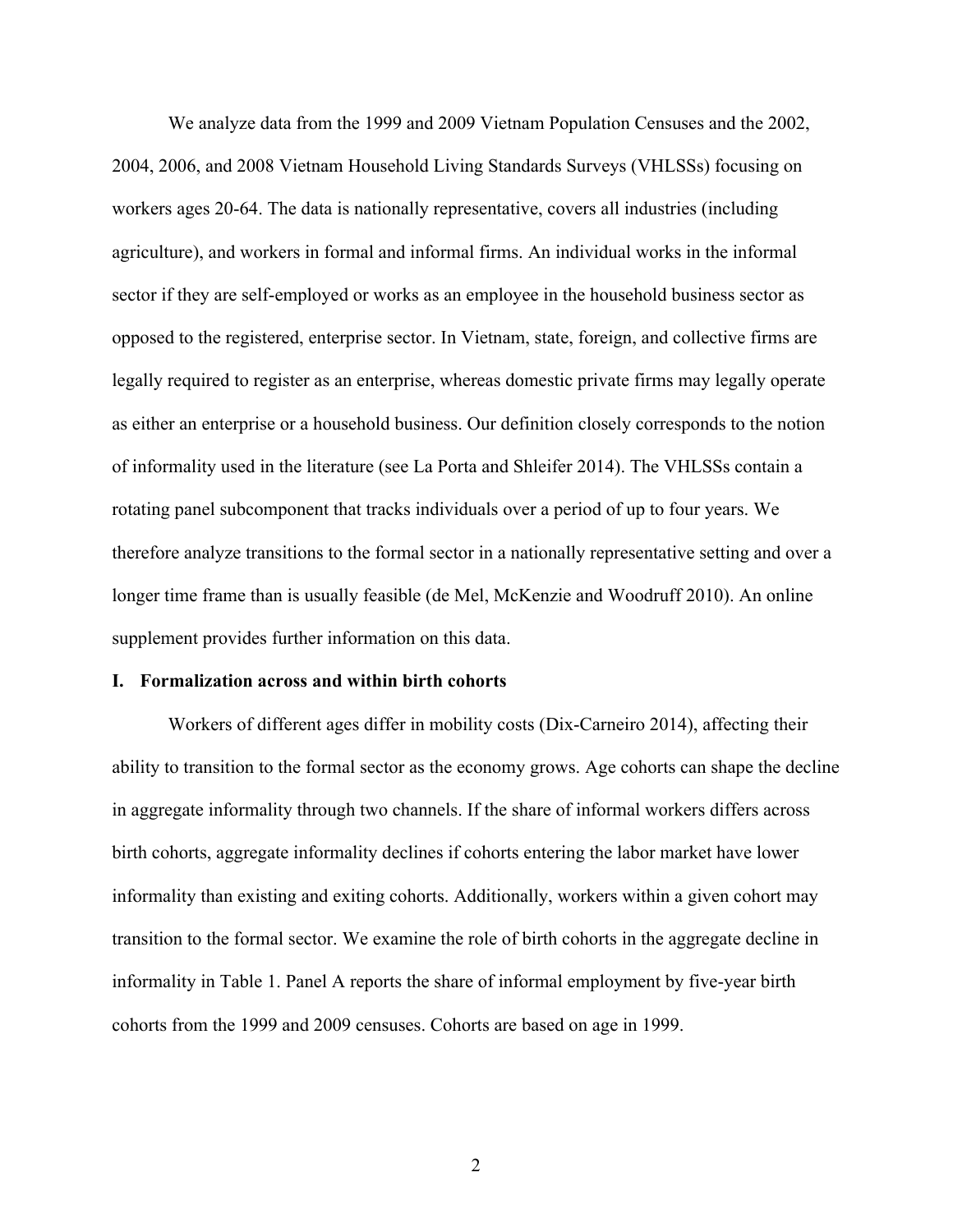We analyze data from the 1999 and 2009 Vietnam Population Censuses and the 2002, 2004, 2006, and 2008 Vietnam Household Living Standards Surveys (VHLSSs) focusing on workers ages 20-64. The data is nationally representative, covers all industries (including agriculture), and workers in formal and informal firms. An individual works in the informal sector if they are self-employed or works as an employee in the household business sector as opposed to the registered, enterprise sector. In Vietnam, state, foreign, and collective firms are legally required to register as an enterprise, whereas domestic private firms may legally operate as either an enterprise or a household business. Our definition closely corresponds to the notion of informality used in the literature (see La Porta and Shleifer 2014). The VHLSSs contain a rotating panel subcomponent that tracks individuals over a period of up to four years. We therefore analyze transitions to the formal sector in a nationally representative setting and over a longer time frame than is usually feasible (de Mel, McKenzie and Woodruff 2010). An online supplement provides further information on this data.

## I. Formalization across and within birth cohorts

Workers of different ages differ in mobility costs (Dix-Carneiro 2014), affecting their ability to transition to the formal sector as the economy grows. Age cohorts can shape the decline in aggregate informality through two channels. If the share of informal workers differs across birth cohorts, aggregate informality declines if cohorts entering the labor market have lower informality than existing and exiting cohorts. Additionally, workers within a given cohort may transition to the formal sector. We examine the role of birth cohorts in the aggregate decline in informality in Table 1. Panel A reports the share of informal employment by five-year birth cohorts from the 1999 and 2009 censuses. Cohorts are based on age in 1999.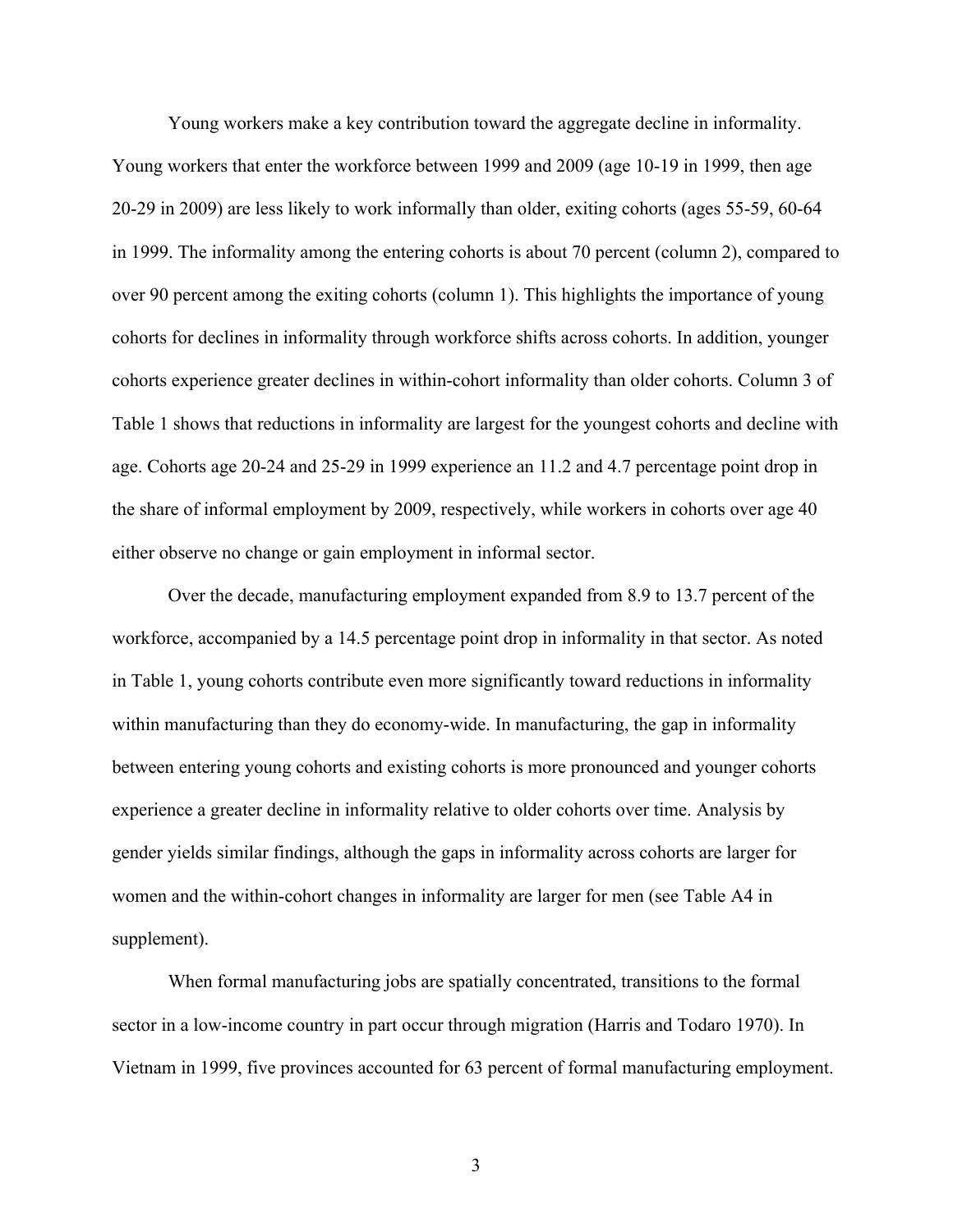Young workers make a key contribution toward the aggregate decline in informality. Young workers that enter the workforce between 1999 and 2009 (age 10-19 in 1999, then age 20-29 in 2009) are less likely to work informally than older, exiting cohorts (ages 55-59, 60-64 in 1999. The informality among the entering cohorts is about 70 percent (column 2), compared to over 90 percent among the exiting cohorts (column 1). This highlights the importance of young cohorts for declines in informality through workforce shifts across cohorts. In addition, younger cohorts experience greater declines in within-cohort informality than older cohorts. Column 3 of Table 1 shows that reductions in informality are largest for the youngest cohorts and decline with age. Cohorts age 20-24 and 25-29 in 1999 experience an 11.2 and 4.7 percentage point drop in the share of informal employment by 2009, respectively, while workers in cohorts over age 40 either observe no change or gain employment in informal sector.

Over the decade, manufacturing employment expanded from 8.9 to 13.7 percent of the workforce, accompanied by a 14.5 percentage point drop in informality in that sector. As noted in Table 1, young cohorts contribute even more significantly toward reductions in informality within manufacturing than they do economy-wide. In manufacturing, the gap in informality between entering young cohorts and existing cohorts is more pronounced and younger cohorts experience a greater decline in informality relative to older cohorts over time. Analysis by gender yields similar findings, although the gaps in informality across cohorts are larger for women and the within-cohort changes in informality are larger for men (see Table A4 in supplement).

When formal manufacturing jobs are spatially concentrated, transitions to the formal sector in a low-income country in part occur through migration (Harris and Todaro 1970). In Vietnam in 1999, five provinces accounted for 63 percent of formal manufacturing employment.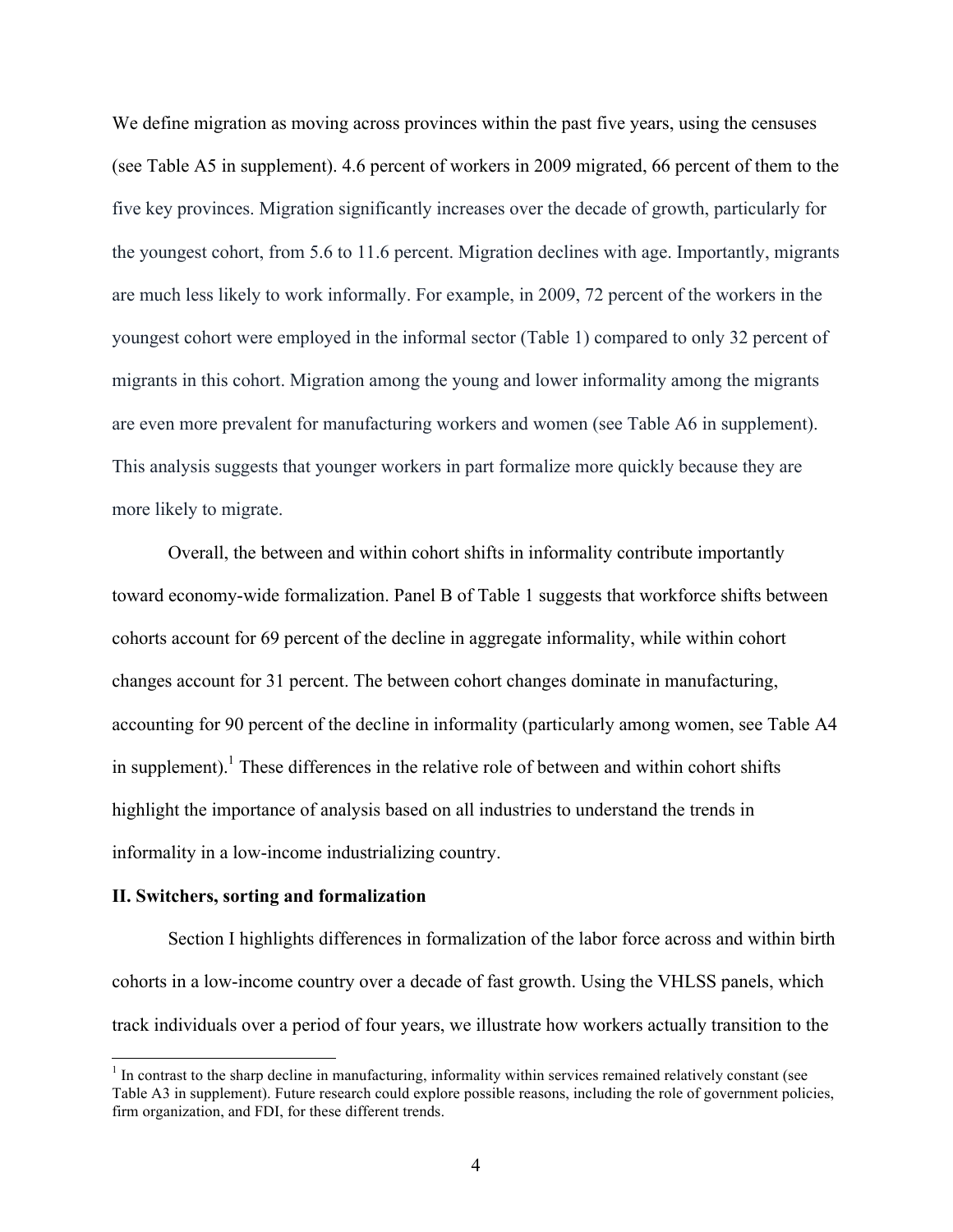We define migration as moving across provinces within the past five years, using the censuses (see Table A5 in supplement). 4.6 percent of workers in 2009 migrated, 66 percent of them to the five key provinces. Migration significantly increases over the decade of growth, particularly for the youngest cohort, from 5.6 to 11.6 percent. Migration declines with age. Importantly, migrants are much less likely to work informally. For example, in 2009, 72 percent of the workers in the youngest cohort were employed in the informal sector (Table 1) compared to only 32 percent of migrants in this cohort. Migration among the young and lower informality among the migrants are even more prevalent for manufacturing workers and women (see Table A6 in supplement). This analysis suggests that younger workers in part formalize more quickly because they are more likely to migrate.

Overall, the between and within cohort shifts in informality contribute importantly toward economy-wide formalization. Panel B of Table 1 suggests that workforce shifts between cohorts account for 69 percent of the decline in aggregate informality, while within cohort changes account for 31 percent. The between cohort changes dominate in manufacturing, accounting for 90 percent of the decline in informality (particularly among women, see Table A4 in supplement).[1] These differences in the relative role of between and within cohort shifts highlight the importance of analysis based on all industries to understand the trends in informality in a low-income industrializing country.

**II. Switchers, sorting and formalization**

Section I highlights differences in formalization of the labor force across and within birth cohorts in a low-income country over a decade of fast growth. Using the VHLSS panels, which track individuals over a period of four years, we illustrate how workers actually transition to the

[1] In contrast to the sharp decline in manufacturing, informality within services remained relatively constant (see Table A3 in supplement). Future research could explore possible reasons, including the role of government policies, firm organization, and FDI, for these different trends.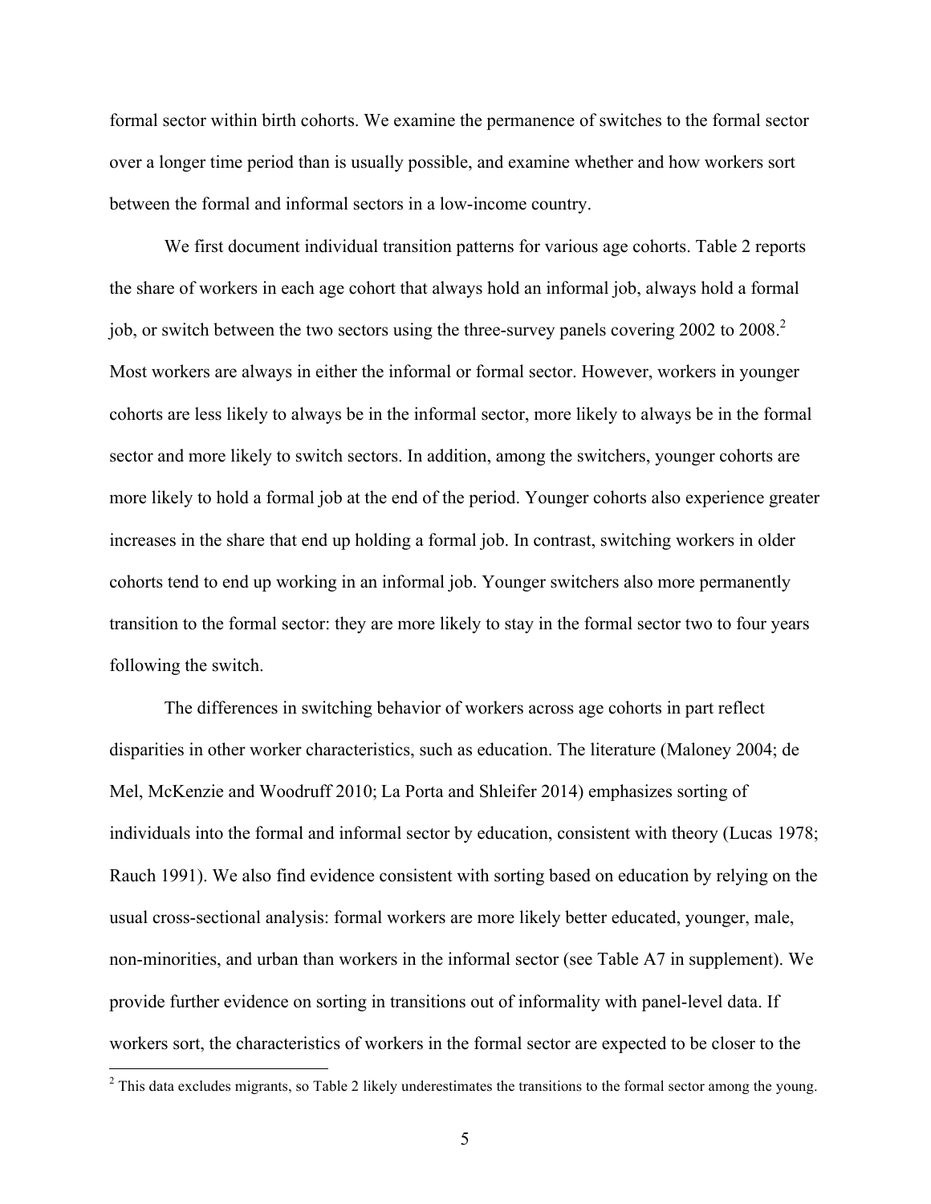formal sector within birth cohorts. We examine the permanence of switches to the formal sector over a longer time period than is usually possible, and examine whether and how workers sort between the formal and informal sectors in a low-income country.

We first document individual transition patterns for various age cohorts. Table 2 reports the share of workers in each age cohort that always hold an informal job, always hold a formal job, or switch between the two sectors using the three-survey panels covering 2002 to 2008.[2] Most workers are always in either the informal or formal sector. However, workers in younger cohorts are less likely to always be in the informal sector, more likely to always be in the formal sector and more likely to switch sectors. In addition, among the switchers, younger cohorts are more likely to hold a formal job at the end of the period. Younger cohorts also experience greater increases in the share that end up holding a formal job. In contrast, switching workers in older cohorts tend to end up working in an informal job. Younger switchers also more permanently transition to the formal sector: they are more likely to stay in the formal sector two to four years following the switch.

The differences in switching behavior of workers across age cohorts in part reflect disparities in other worker characteristics, such as education. The literature (Maloney 2004; de Mel, McKenzie and Woodruff 2010; La Porta and Shleifer 2014) emphasizes sorting of individuals into the formal and informal sector by education, consistent with theory (Lucas 1978; Rauch 1991). We also find evidence consistent with sorting based on education by relying on the usual cross-sectional analysis: formal workers are more likely better educated, younger, male, non-minorities, and urban than workers in the informal sector (see Table A7 in supplement). We provide further evidence on sorting in transitions out of informality with panel-level data. If workers sort, the characteristics of workers in the formal sector are expected to be closer to the

[2] This data excludes migrants, so Table 2 likely underestimates the transitions to the formal sector among the young.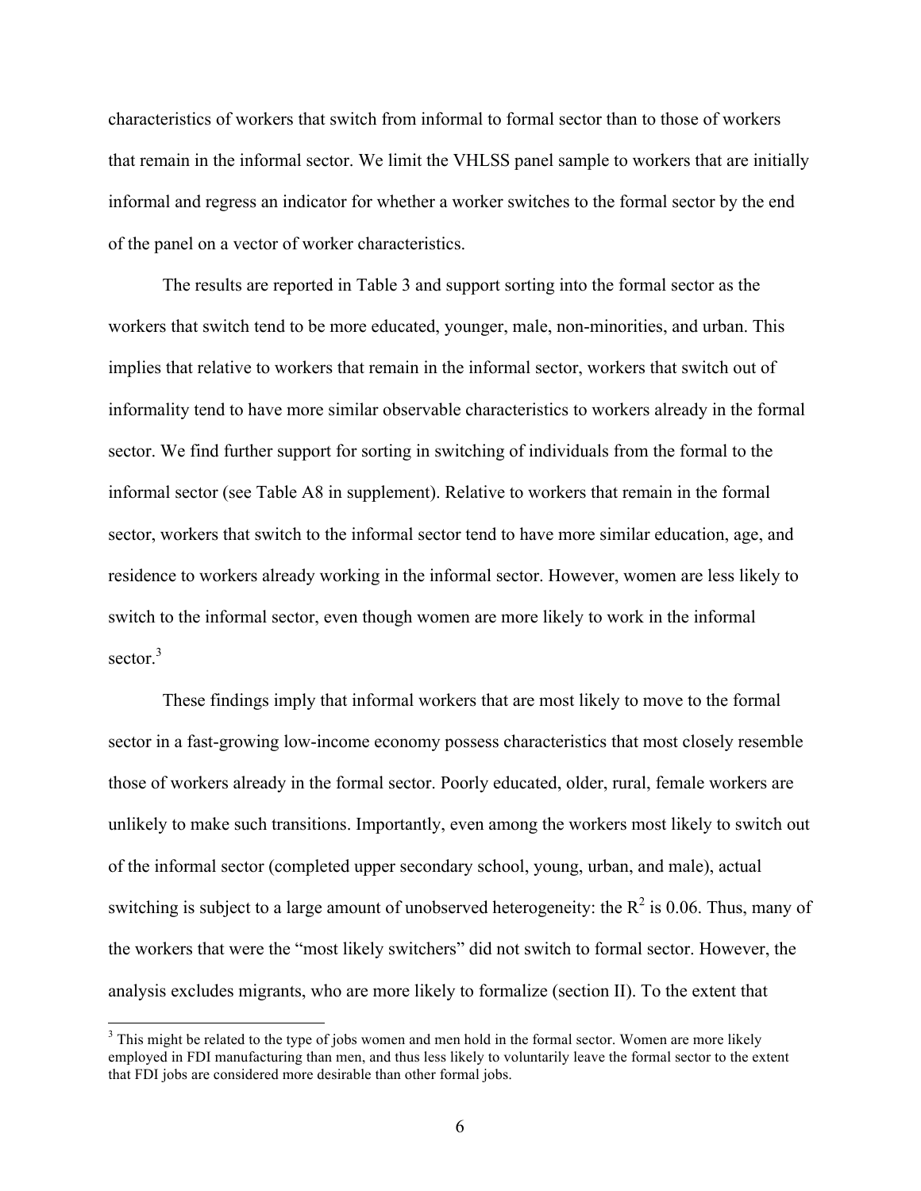characteristics of workers that switch from informal to formal sector than to those of workers that remain in the informal sector. We limit the VHLSS panel sample to workers that are initially informal and regress an indicator for whether a worker switches to the formal sector by the end of the panel on a vector of worker characteristics.

The results are reported in Table 3 and support sorting into the formal sector as the workers that switch tend to be more educated, younger, male, non-minorities, and urban. This implies that relative to workers that remain in the informal sector, workers that switch out of informality tend to have more similar observable characteristics to workers already in the formal sector. We find further support for sorting in switching of individuals from the formal to the informal sector (see Table A8 in supplement). Relative to workers that remain in the formal sector, workers that switch to the informal sector tend to have more similar education, age, and residence to workers already working in the informal sector. However, women are less likely to switch to the informal sector, even though women are more likely to work in the informal sector.[3]

These findings imply that informal workers that are most likely to move to the formal sector in a fast-growing low-income economy possess characteristics that most closely resemble those of workers already in the formal sector. Poorly educated, older, rural, female workers are unlikely to make such transitions. Importantly, even among the workers most likely to switch out of the informal sector (completed upper secondary school, young, urban, and male), actual switching is subject to a large amount of unobserved heterogeneity: the $R^2$ is 0.06. Thus, many of the workers that were the "most likely switchers" did not switch to formal sector. However, the analysis excludes migrants, who are more likely to formalize (section II). To the extent that

[3] This might be related to the type of jobs women and men hold in the formal sector. Women are more likely employed in FDI manufacturing than men, and thus less likely to voluntarily leave the formal sector to the extent that FDI jobs are considered more desirable than other formal jobs.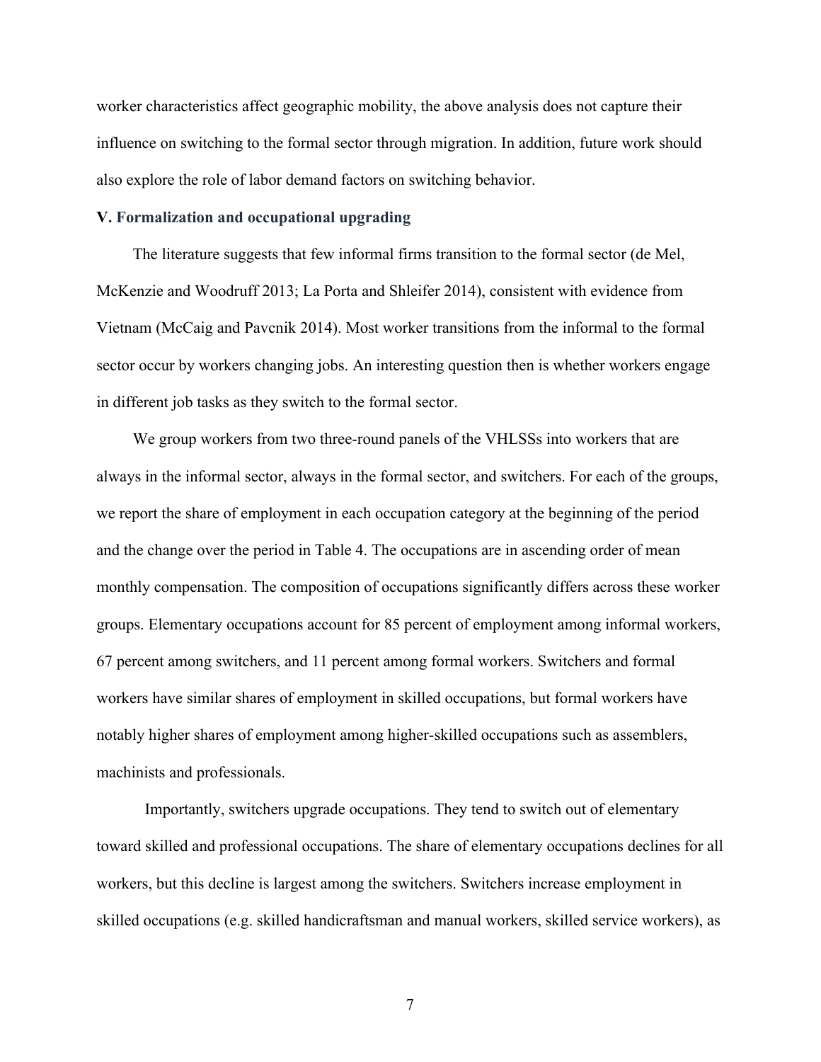worker characteristics affect geographic mobility, the above analysis does not capture their influence on switching to the formal sector through migration. In addition, future work should also explore the role of labor demand factors on switching behavior.

## V. Formalization and occupational upgrading

The literature suggests that few informal firms transition to the formal sector (de Mel, McKenzie and Woodruff 2013; La Porta and Shleifer 2014), consistent with evidence from Vietnam (McCaig and Pavcnik 2014). Most worker transitions from the informal to the formal sector occur by workers changing jobs. An interesting question then is whether workers engage in different job tasks as they switch to the formal sector.

We group workers from two three-round panels of the VHLSSs into workers that are always in the informal sector, always in the formal sector, and switchers. For each of the groups, we report the share of employment in each occupation category at the beginning of the period and the change over the period in Table 4. The occupations are in ascending order of mean monthly compensation. The composition of occupations significantly differs across these worker groups. Elementary occupations account for 85 percent of employment among informal workers, 67 percent among switchers, and 11 percent among formal workers. Switchers and formal workers have similar shares of employment in skilled occupations, but formal workers have notably higher shares of employment among higher-skilled occupations such as assemblers, machinists and professionals.

Importantly, switchers upgrade occupations. They tend to switch out of elementary toward skilled and professional occupations. The share of elementary occupations declines for all workers, but this decline is largest among the switchers. Switchers increase employment in skilled occupations (e.g. skilled handicraftsman and manual workers, skilled service workers), as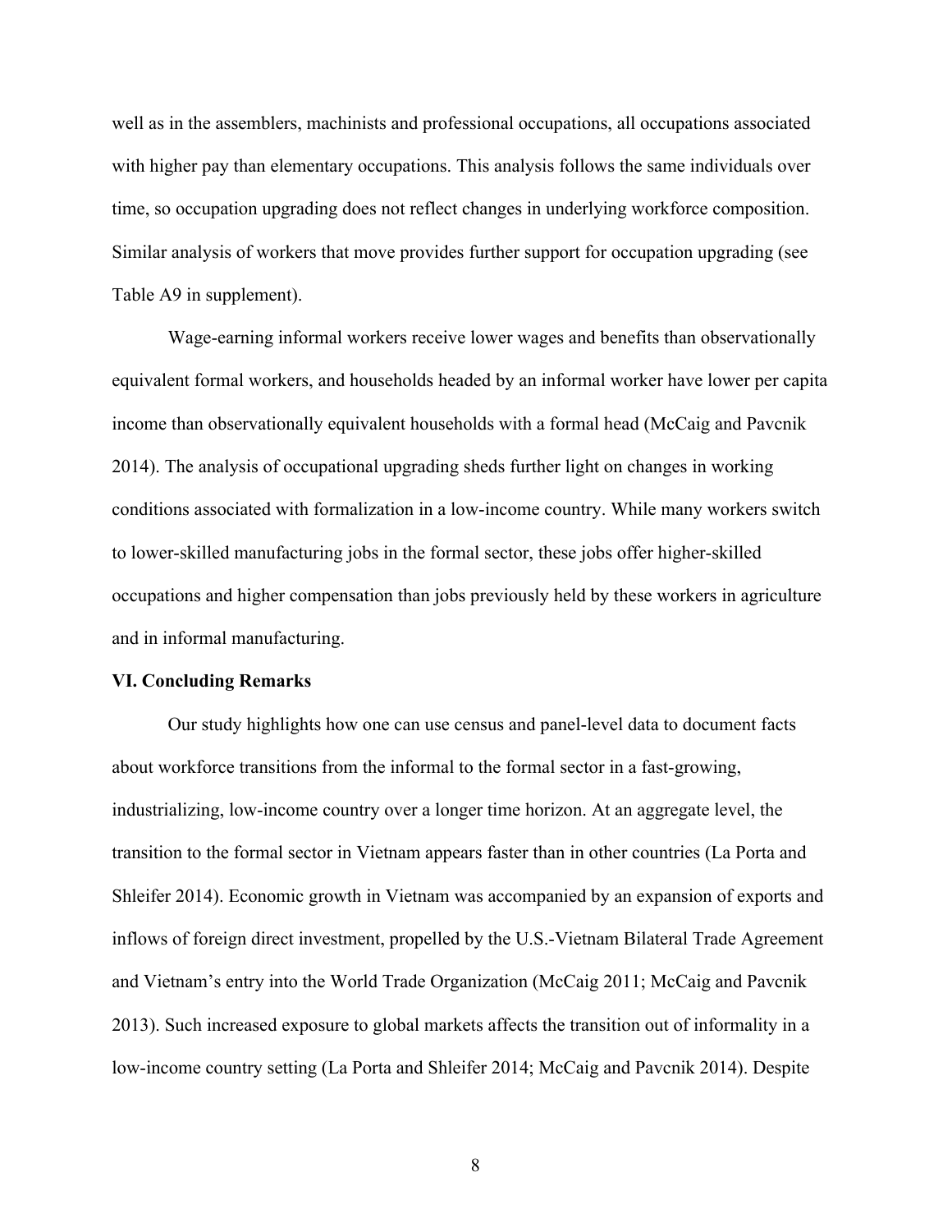well as in the assemblers, machinists and professional occupations, all occupations associated with higher pay than elementary occupations. This analysis follows the same individuals over time, so occupation upgrading does not reflect changes in underlying workforce composition. Similar analysis of workers that move provides further support for occupation upgrading (see Table A9 in supplement).

Wage-earning informal workers receive lower wages and benefits than observationally equivalent formal workers, and households headed by an informal worker have lower per capita income than observationally equivalent households with a formal head (McCaig and Pavcnik 2014). The analysis of occupational upgrading sheds further light on changes in working conditions associated with formalization in a low-income country. While many workers switch to lower-skilled manufacturing jobs in the formal sector, these jobs offer higher-skilled occupations and higher compensation than jobs previously held by these workers in agriculture and in informal manufacturing.

## VI. Concluding Remarks

Our study highlights how one can use census and panel-level data to document facts about workforce transitions from the informal to the formal sector in a fast-growing, industrializing, low-income country over a longer time horizon. At an aggregate level, the transition to the formal sector in Vietnam appears faster than in other countries (La Porta and Shleifer 2014). Economic growth in Vietnam was accompanied by an expansion of exports and inflows of foreign direct investment, propelled by the U.S.-Vietnam Bilateral Trade Agreement and Vietnam's entry into the World Trade Organization (McCaig 2011; McCaig and Pavcnik 2013). Such increased exposure to global markets affects the transition out of informality in a low-income country setting (La Porta and Shleifer 2014; McCaig and Pavcnik 2014). Despite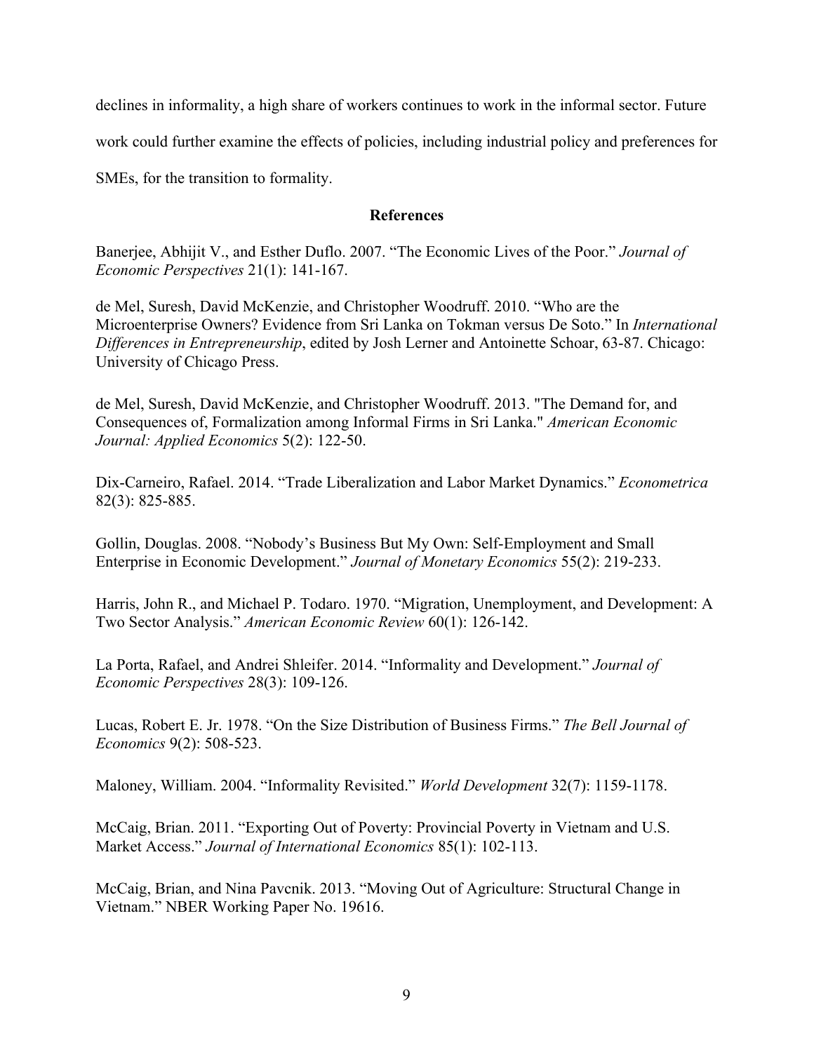declines in informality, a high share of workers continues to work in the informal sector. Future work could further examine the effects of policies, including industrial policy and preferences for SMEs, for the transition to formality.

## References

Banerjee, Abhijit V., and Esther Duflo. 2007. "The Economic Lives of the Poor." *Journal of Economic Perspectives* 21(1): 141-167.

de Mel, Suresh, David McKenzie, and Christopher Woodruff. 2010. "Who are the Microenterprise Owners? Evidence from Sri Lanka on Tokman versus De Soto." In *International Differences in Entrepreneurship*, edited by Josh Lerner and Antoinette Schoar, 63-87. Chicago: University of Chicago Press.

de Mel, Suresh, David McKenzie, and Christopher Woodruff. 2013. "The Demand for, and Consequences of, Formalization among Informal Firms in Sri Lanka." *American Economic Journal: Applied Economics* 5(2): 122-50.

Dix-Carneiro, Rafael. 2014. "Trade Liberalization and Labor Market Dynamics." *Econometrica* 82(3): 825-885.

Gollin, Douglas. 2008. "Nobody's Business But My Own: Self-Employment and Small Enterprise in Economic Development." *Journal of Monetary Economics* 55(2): 219-233.

Harris, John R., and Michael P. Todaro. 1970. "Migration, Unemployment, and Development: A Two Sector Analysis." *American Economic Review* 60(1): 126-142.

La Porta, Rafael, and Andrei Shleifer. 2014. "Informality and Development." *Journal of Economic Perspectives* 28(3): 109-126.

Lucas, Robert E. Jr. 1978. "On the Size Distribution of Business Firms." *The Bell Journal of Economics* 9(2): 508-523.

Maloney, William. 2004. "Informality Revisited." *World Development* 32(7): 1159-1178.

McCaig, Brian. 2011. "Exporting Out of Poverty: Provincial Poverty in Vietnam and U.S. Market Access." *Journal of International Economics* 85(1): 102-113.

McCaig, Brian, and Nina Pavcnik. 2013. "Moving Out of Agriculture: Structural Change in Vietnam." NBER Working Paper No. 19616.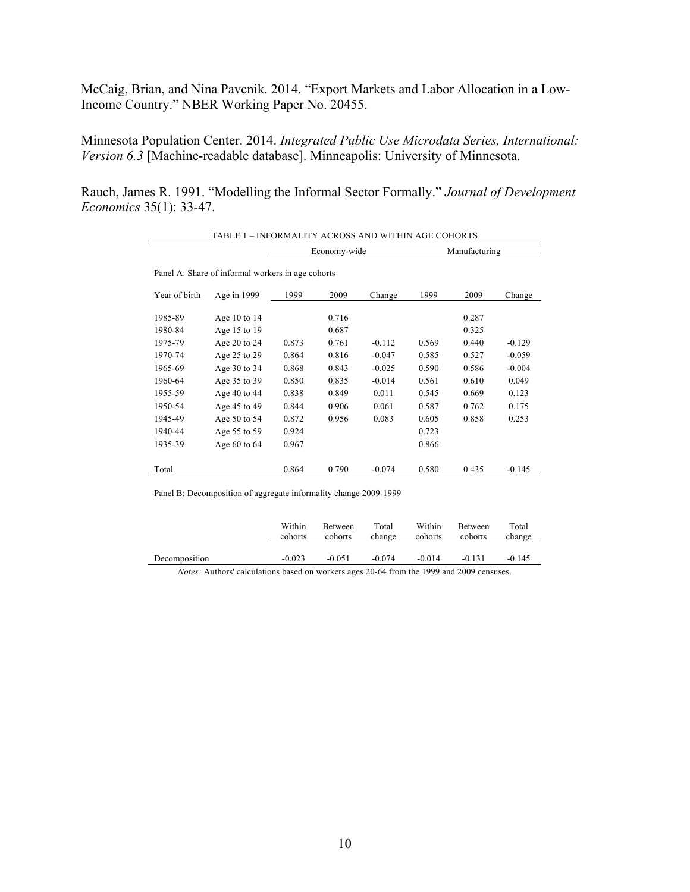McCaig, Brian, and Nina Pavcnik. 2014. "Export Markets and Labor Allocation in a Low-Income Country." NBER Working Paper No. 20455.

Minnesota Population Center. 2014. *Integrated Public Use Microdata Series, International: Version 6.3* [Machine-readable database]. Minneapolis: University of Minnesota.

Rauch, James R. 1991. "Modelling the Informal Sector Formally." *Journal of Development Economics* 35(1): 33-47.

TABLE 1 – INFORMALITY ACROSS AND WITHIN AGE COHORTS

| | | Economy-wide | | | Manufacturing | | |
|---|---|---|---|---|---|---|---|
| Panel A: Share of informal workers in age cohorts | | | | | | | |
| Year of birth | Age in 1999 | 1999 | 2009 | Change | 1999 | 2009 | Change |
| 1985-89 | Age 10 to 14 | | 0.716 | | | 0.287 | |
| 1980-84 | Age 15 to 19 | | 0.687 | | | 0.325 | |
| 1975-79 | Age 20 to 24 | 0.873 | 0.761 | -0.112 | 0.569 | 0.440 | -0.129 |
| 1970-74 | Age 25 to 29 | 0.864 | 0.816 | -0.047 | 0.585 | 0.527 | -0.059 |
| 1965-69 | Age 30 to 34 | 0.868 | 0.843 | -0.025 | 0.590 | 0.586 | -0.004 |
| 1960-64 | Age 35 to 39 | 0.850 | 0.835 | -0.014 | 0.561 | 0.610 | 0.049 |
| 1955-59 | Age 40 to 44 | 0.838 | 0.849 | 0.011 | 0.545 | 0.669 | 0.123 |
| 1950-54 | Age 45 to 49 | 0.844 | 0.906 | 0.061 | 0.587 | 0.762 | 0.175 |
| 1945-49 | Age 50 to 54 | 0.872 | 0.956 | 0.083 | 0.605 | 0.858 | 0.253 |
| 1940-44 | Age 55 to 59 | 0.924 | | | 0.723 | | |
| 1935-39 | Age 60 to 64 | 0.967 | | | 0.866 | | |
| Total | | 0.864 | 0.790 | -0.074 | 0.580 | 0.435 | -0.145 |

Panel B: Decomposition of aggregate informality change 2009-1999

| | Within cohorts | Between cohorts | Total change | Within cohorts | Between cohorts | Total change |
|---|---|---|---|---|---|---|
| Decomposition | -0.023 | -0.051 | -0.074 | -0.014 | -0.131 | -0.145 |

*Notes:* Authors' calculations based on workers ages 20-64 from the 1999 and 2009 censuses.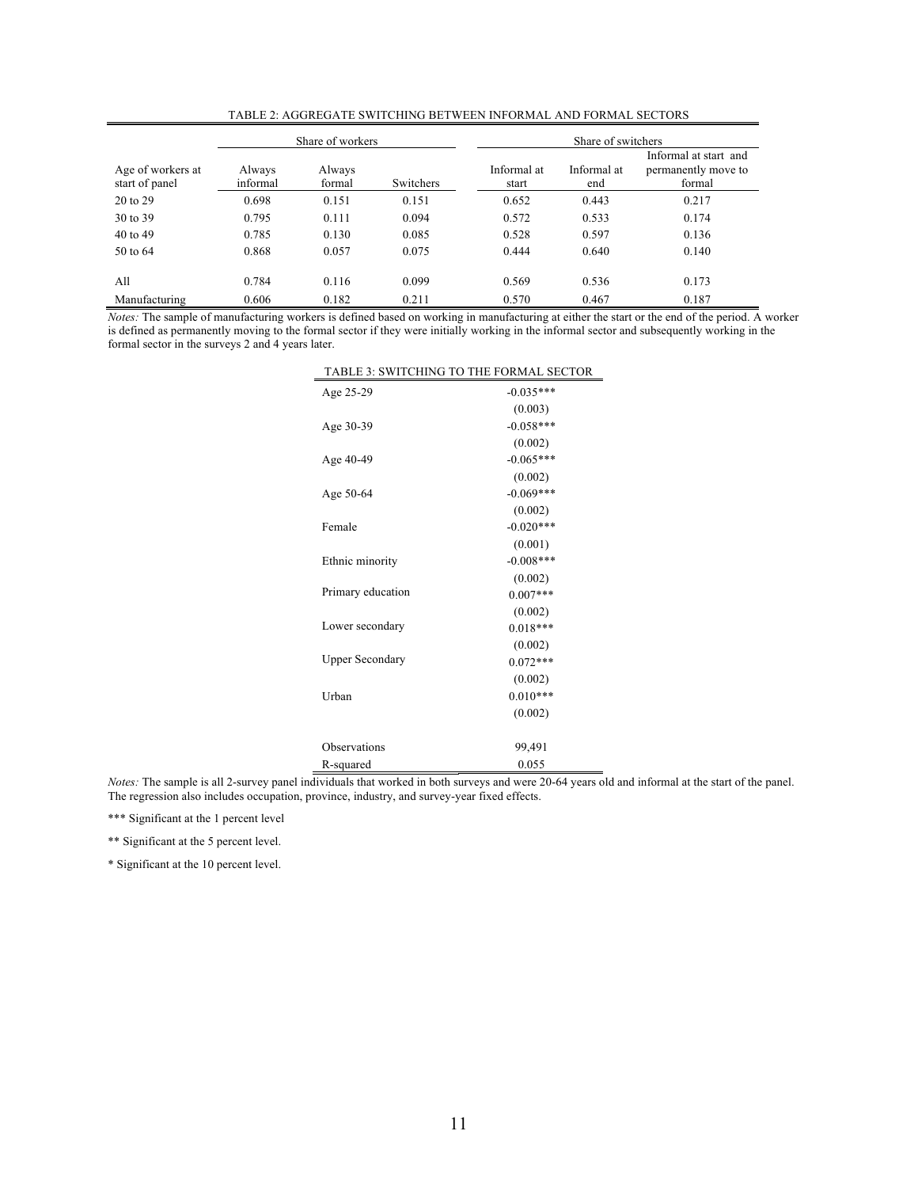TABLE 2: AGGREGATE SWITCHING BETWEEN INFORMAL AND FORMAL SECTORS

| | Share of workers | | | Share of switchers | | |
|---|---|---|---|---|---|---|
| Age of workers at start of panel | Always informal | Always formal | Switchers | Informal at start | Informal at end | Informal at start and permanently move to formal |
| 20 to 29 | 0.698 | 0.151 | 0.151 | 0.652 | 0.443 | 0.217 |
| 30 to 39 | 0.795 | 0.111 | 0.094 | 0.572 | 0.533 | 0.174 |
| 40 to 49 | 0.785 | 0.130 | 0.085 | 0.528 | 0.597 | 0.136 |
| 50 to 64 | 0.868 | 0.057 | 0.075 | 0.444 | 0.640 | 0.140 |
| All | 0.784 | 0.116 | 0.099 | 0.569 | 0.536 | 0.173 |
| Manufacturing | 0.606 | 0.182 | 0.211 | 0.570 | 0.467 | 0.187 |

*Notes:* The sample of manufacturing workers is defined based on working in manufacturing at either the start or the end of the period. A worker is defined as permanently moving to the formal sector if they were initially working in the informal sector and subsequently working in the formal sector in the surveys 2 and 4 years later.

TABLE 3: SWITCHING TO THE FORMAL SECTOR

| | |
|---|---|
| Age 25-29 | -0.035*** |
| | (0.003) |
| Age 30-39 | -0.058*** |
| | (0.002) |
| Age 40-49 | -0.065*** |
| | (0.002) |
| Age 50-64 | -0.069*** |
| | (0.002) |
| Female | -0.020*** |
| | (0.001) |
| Ethnic minority | -0.008*** |
| | (0.002) |
| Primary education | 0.007*** |
| | (0.002) |
| Lower secondary | 0.018*** |
| | (0.002) |
| Upper Secondary | 0.072*** |
| | (0.002) |
| Urban | 0.010*** |
| | (0.002) |
| Observations | 99,491 |
| R-squared | 0.055 |

*Notes:* The sample is all 2-survey panel individuals that worked in both surveys and were 20-64 years old and informal at the start of the panel. The regression also includes occupation, province, industry, and survey-year fixed effects.

*** Significant at the 1 percent level

** Significant at the 5 percent level.

* Significant at the 10 percent level.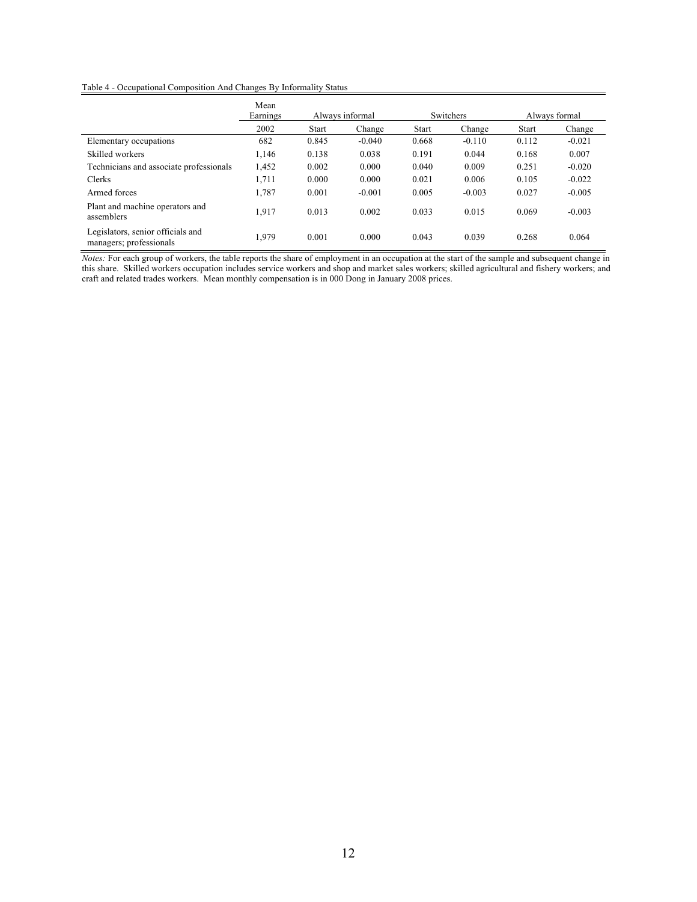Table 4 - Occupational Composition And Changes By Informality Status

| | Mean Earnings | Always informal | | Switchers | | Always formal | |
|---|---|---|---|---|---|---|---|
| | 2002 | Start | Change | Start | Change | Start | Change |
| Elementary occupations | 682 | 0.845 | -0.040 | 0.668 | -0.110 | 0.112 | -0.021 |
| Skilled workers | 1,146 | 0.138 | 0.038 | 0.191 | 0.044 | 0.168 | 0.007 |
| Technicians and associate professionals | 1,452 | 0.002 | 0.000 | 0.040 | 0.009 | 0.251 | -0.020 |
| Clerks | 1,711 | 0.000 | 0.000 | 0.021 | 0.006 | 0.105 | -0.022 |
| Armed forces | 1,787 | 0.001 | -0.001 | 0.005 | -0.003 | 0.027 | -0.005 |
| Plant and machine operators and assemblers | 1,917 | 0.013 | 0.002 | 0.033 | 0.015 | 0.069 | -0.003 |
| Legislators, senior officials and managers; professionals | 1,979 | 0.001 | 0.000 | 0.043 | 0.039 | 0.268 | 0.064 |

*Notes:* For each group of workers, the table reports the share of employment in an occupation at the start of the sample and subsequent change in this share. Skilled workers occupation includes service workers and shop and market sales workers; skilled agricultural and fishery workers; and craft and related trades workers. Mean monthly compensation is in 000 Dong in January 2008 prices.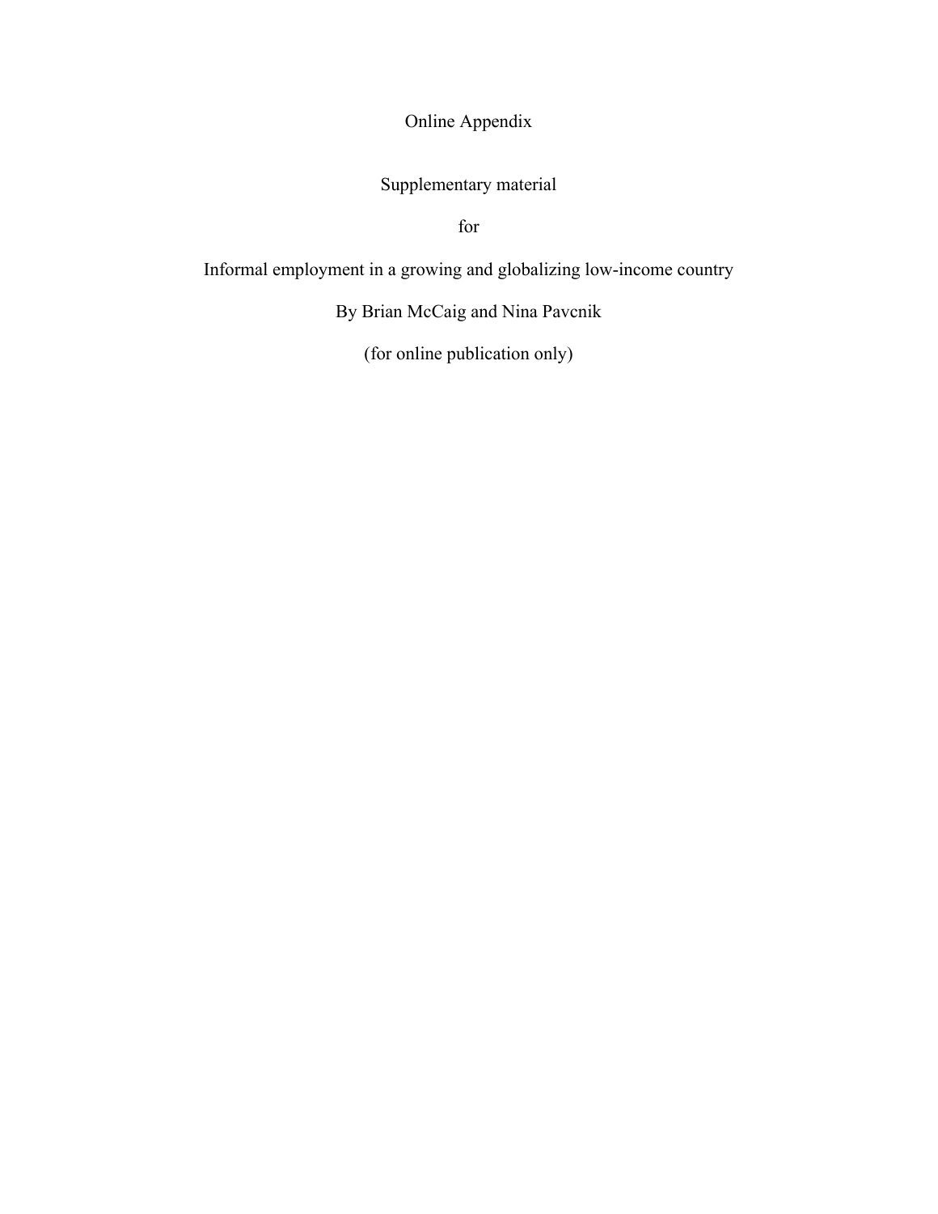# Online Appendix

Supplementary material

for

Informal employment in a growing and globalizing low-income country

By Brian McCaig and Nina Pavcnik

(for online publication only)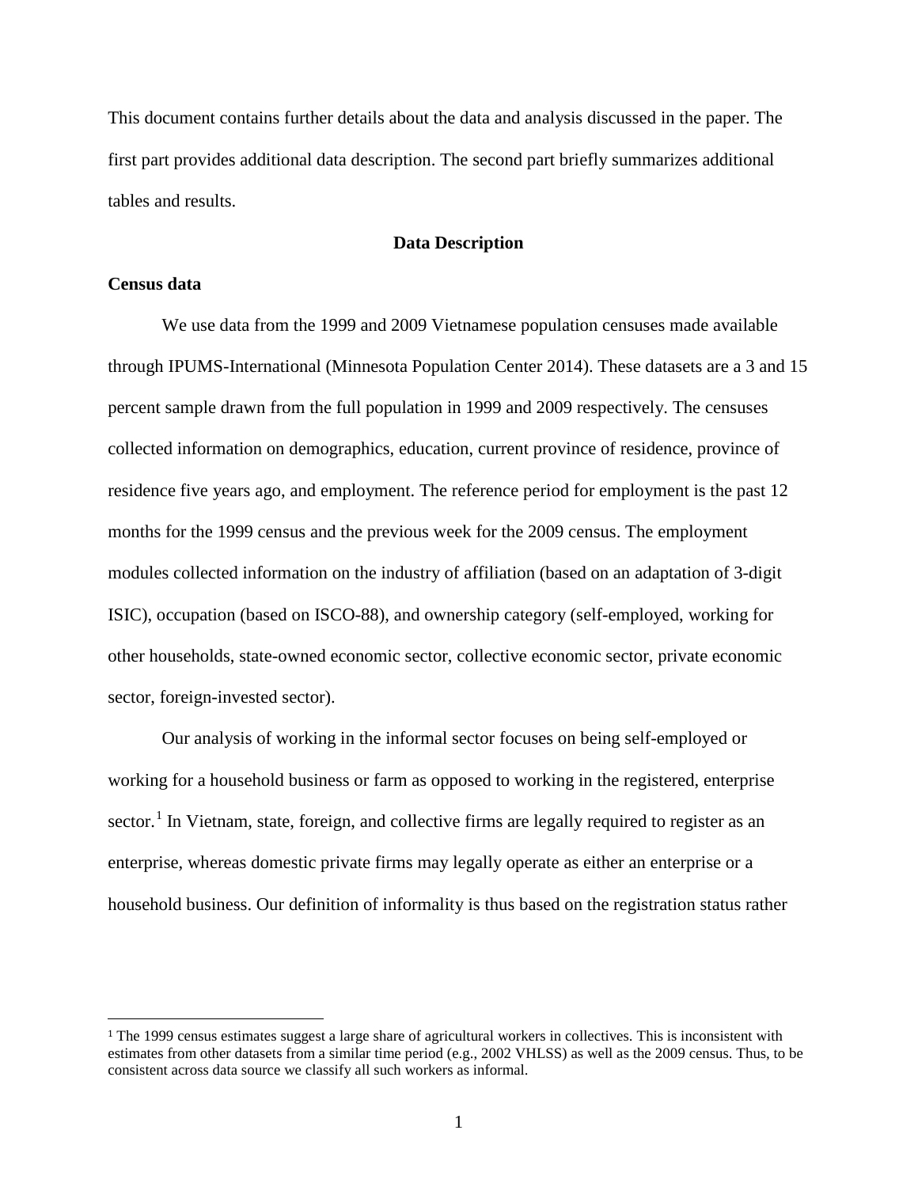This document contains further details about the data and analysis discussed in the paper. The first part provides additional data description. The second part briefly summarizes additional tables and results.

## Data Description

### Census data

We use data from the 1999 and 2009 Vietnamese population censuses made available through IPUMS-International (Minnesota Population Center 2014). These datasets are a 3 and 15 percent sample drawn from the full population in 1999 and 2009 respectively. The censuses collected information on demographics, education, current province of residence, province of residence five years ago, and employment. The reference period for employment is the past 12 months for the 1999 census and the previous week for the 2009 census. The employment modules collected information on the industry of affiliation (based on an adaptation of 3-digit ISIC), occupation (based on ISCO-88), and ownership category (self-employed, working for other households, state-owned economic sector, collective economic sector, private economic sector, foreign-invested sector).

Our analysis of working in the informal sector focuses on being self-employed or working for a household business or farm as opposed to working in the registered, enterprise sector.[1] In Vietnam, state, foreign, and collective firms are legally required to register as an enterprise, whereas domestic private firms may legally operate as either an enterprise or a household business. Our definition of informality is thus based on the registration status rather

[1] The 1999 census estimates suggest a large share of agricultural workers in collectives. This is inconsistent with estimates from other datasets from a similar time period (e.g., 2002 VHLSS) as well as the 2009 census. Thus, to be consistent across data source we classify all such workers as informal.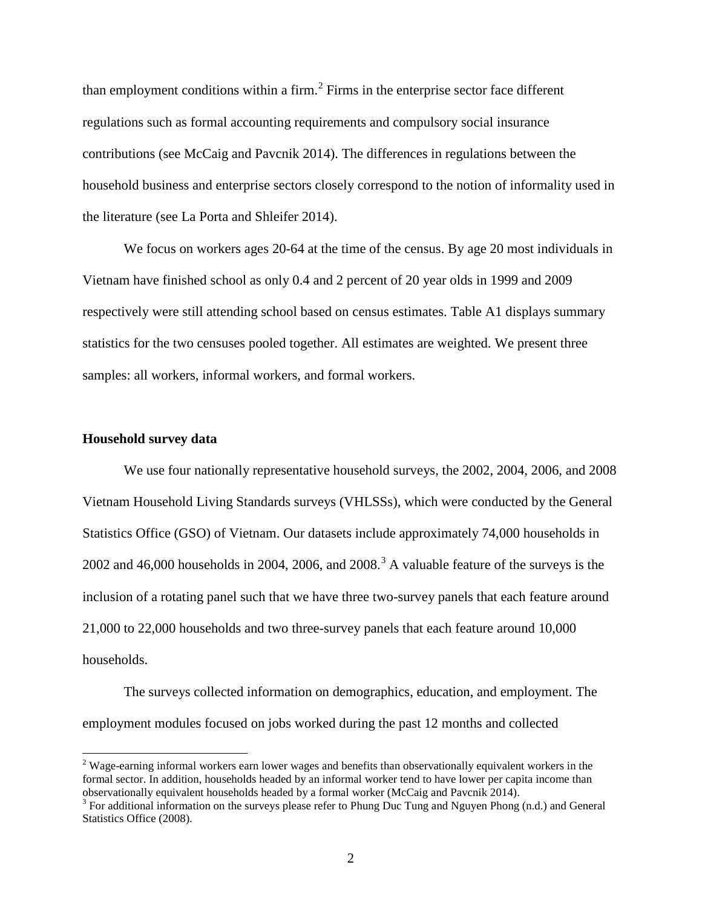than employment conditions within a firm.[2] Firms in the enterprise sector face different regulations such as formal accounting requirements and compulsory social insurance contributions (see McCaig and Pavcnik 2014). The differences in regulations between the household business and enterprise sectors closely correspond to the notion of informality used in the literature (see La Porta and Shleifer 2014).

We focus on workers ages 20-64 at the time of the census. By age 20 most individuals in Vietnam have finished school as only 0.4 and 2 percent of 20 year olds in 1999 and 2009 respectively were still attending school based on census estimates. Table A1 displays summary statistics for the two censuses pooled together. All estimates are weighted. We present three samples: all workers, informal workers, and formal workers.

**Household survey data**

We use four nationally representative household surveys, the 2002, 2004, 2006, and 2008 Vietnam Household Living Standards surveys (VHLSSs), which were conducted by the General Statistics Office (GSO) of Vietnam. Our datasets include approximately 74,000 households in 2002 and 46,000 households in 2004, 2006, and 2008.[3] A valuable feature of the surveys is the inclusion of a rotating panel such that we have three two-survey panels that each feature around 21,000 to 22,000 households and two three-survey panels that each feature around 10,000 households.

The surveys collected information on demographics, education, and employment. The employment modules focused on jobs worked during the past 12 months and collected

[2] Wage-earning informal workers earn lower wages and benefits than observationally equivalent workers in the formal sector. In addition, households headed by an informal worker tend to have lower per capita income than observationally equivalent households headed by a formal worker (McCaig and Pavcnik 2014).

[3] For additional information on the surveys please refer to Phung Duc Tung and Nguyen Phong (n.d.) and General Statistics Office (2008).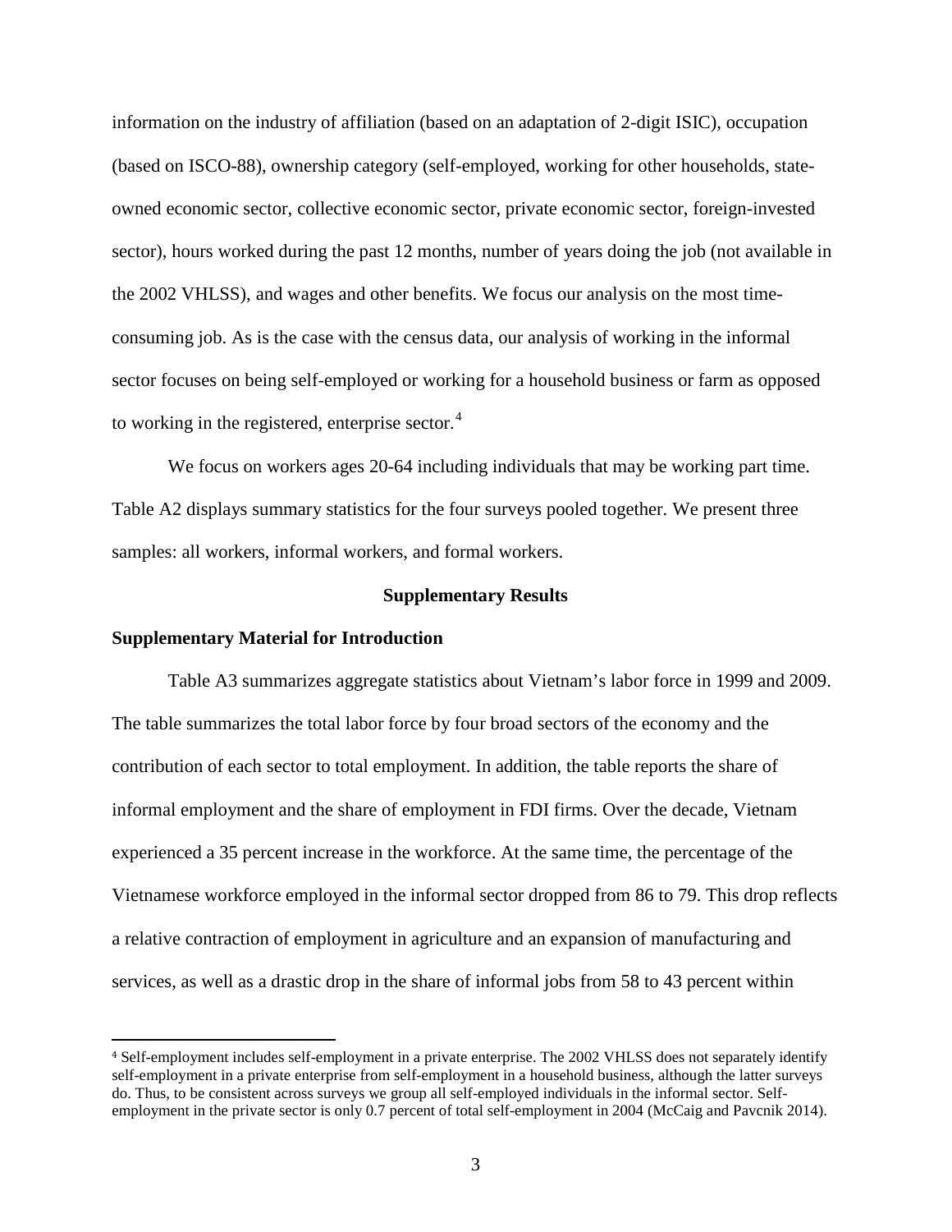information on the industry of affiliation (based on an adaptation of 2-digit ISIC), occupation (based on ISCO-88), ownership category (self-employed, working for other households, state-owned economic sector, collective economic sector, private economic sector, foreign-invested sector), hours worked during the past 12 months, number of years doing the job (not available in the 2002 VHLSS), and wages and other benefits. We focus our analysis on the most time-consuming job. As is the case with the census data, our analysis of working in the informal sector focuses on being self-employed or working for a household business or farm as opposed to working in the registered, enterprise sector.[4]

We focus on workers ages 20-64 including individuals that may be working part time. Table A2 displays summary statistics for the four surveys pooled together. We present three samples: all workers, informal workers, and formal workers.

## Supplementary Results

### Supplementary Material for Introduction

Table A3 summarizes aggregate statistics about Vietnam's labor force in 1999 and 2009. The table summarizes the total labor force by four broad sectors of the economy and the contribution of each sector to total employment. In addition, the table reports the share of informal employment and the share of employment in FDI firms. Over the decade, Vietnam experienced a 35 percent increase in the workforce. At the same time, the percentage of the Vietnamese workforce employed in the informal sector dropped from 86 to 79. This drop reflects a relative contraction of employment in agriculture and an expansion of manufacturing and services, as well as a drastic drop in the share of informal jobs from 58 to 43 percent within

[4] Self-employment includes self-employment in a private enterprise. The 2002 VHLSS does not separately identify self-employment in a private enterprise from self-employment in a household business, although the latter surveys do. Thus, to be consistent across surveys we group all self-employed individuals in the informal sector. Self-employment in the private sector is only 0.7 percent of total self-employment in 2004 (McCaig and Pavcnik 2014).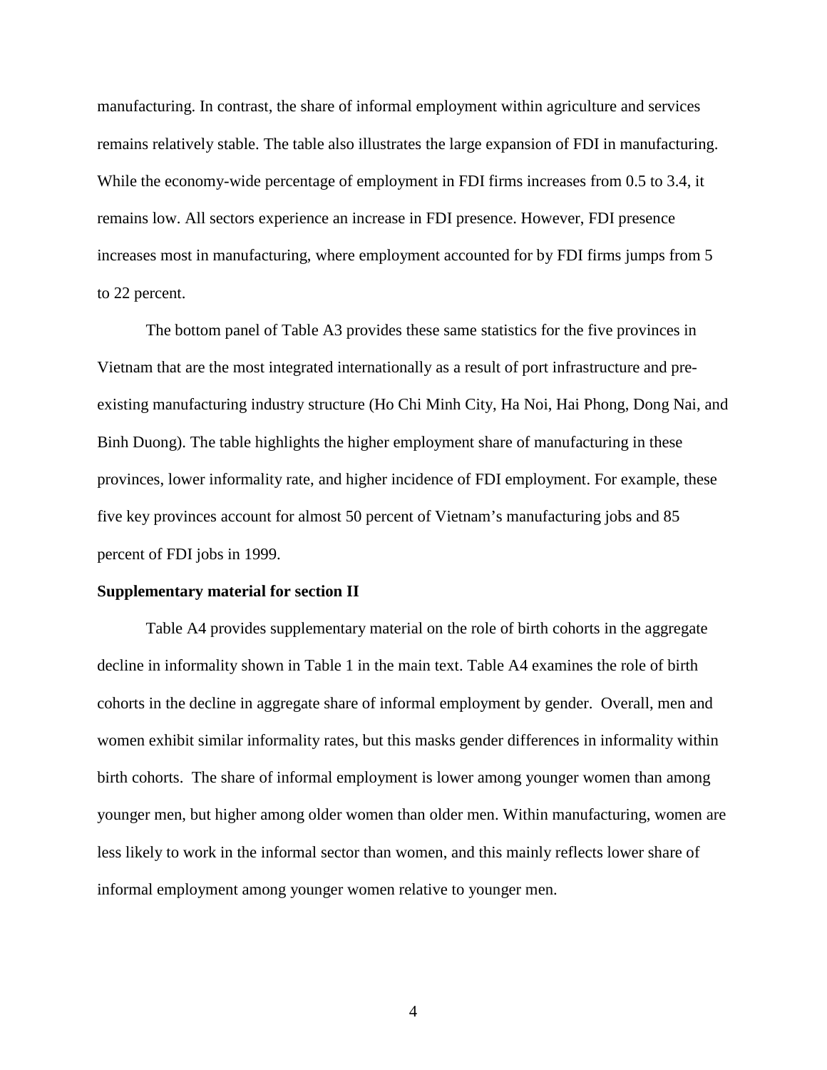manufacturing. In contrast, the share of informal employment within agriculture and services remains relatively stable. The table also illustrates the large expansion of FDI in manufacturing. While the economy-wide percentage of employment in FDI firms increases from 0.5 to 3.4, it remains low. All sectors experience an increase in FDI presence. However, FDI presence increases most in manufacturing, where employment accounted for by FDI firms jumps from 5 to 22 percent.

The bottom panel of Table A3 provides these same statistics for the five provinces in Vietnam that are the most integrated internationally as a result of port infrastructure and pre-existing manufacturing industry structure (Ho Chi Minh City, Ha Noi, Hai Phong, Dong Nai, and Binh Duong). The table highlights the higher employment share of manufacturing in these provinces, lower informality rate, and higher incidence of FDI employment. For example, these five key provinces account for almost 50 percent of Vietnam's manufacturing jobs and 85 percent of FDI jobs in 1999.

**Supplementary material for section II**

Table A4 provides supplementary material on the role of birth cohorts in the aggregate decline in informality shown in Table 1 in the main text. Table A4 examines the role of birth cohorts in the decline in aggregate share of informal employment by gender. Overall, men and women exhibit similar informality rates, but this masks gender differences in informality within birth cohorts. The share of informal employment is lower among younger women than among younger men, but higher among older women than older men. Within manufacturing, women are less likely to work in the informal sector than women, and this mainly reflects lower share of informal employment among younger women relative to younger men.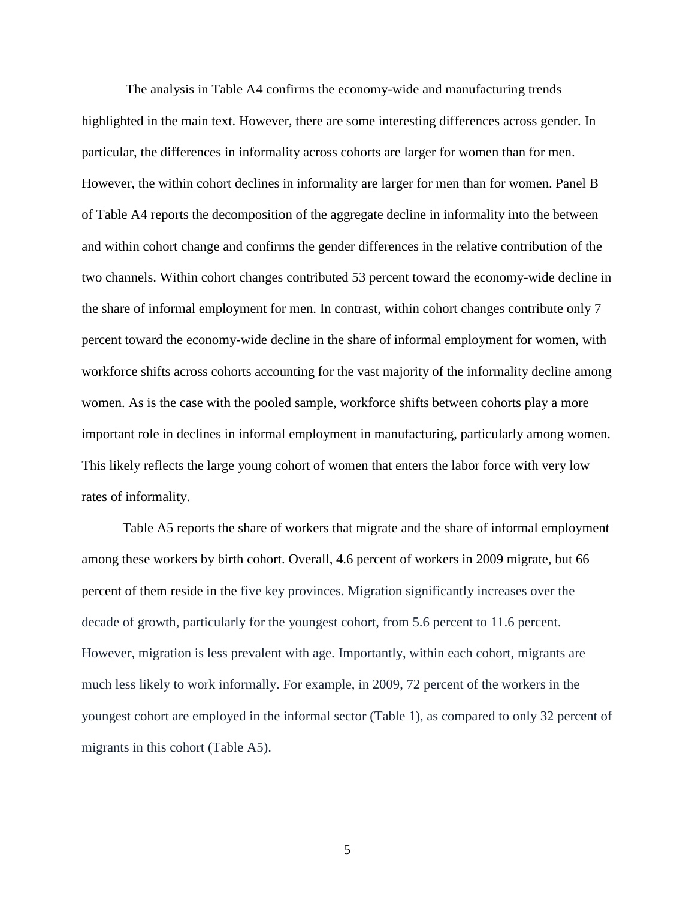The analysis in Table A4 confirms the economy-wide and manufacturing trends highlighted in the main text. However, there are some interesting differences across gender. In particular, the differences in informality across cohorts are larger for women than for men. However, the within cohort declines in informality are larger for men than for women. Panel B of Table A4 reports the decomposition of the aggregate decline in informality into the between and within cohort change and confirms the gender differences in the relative contribution of the two channels. Within cohort changes contributed 53 percent toward the economy-wide decline in the share of informal employment for men. In contrast, within cohort changes contribute only 7 percent toward the economy-wide decline in the share of informal employment for women, with workforce shifts across cohorts accounting for the vast majority of the informality decline among women. As is the case with the pooled sample, workforce shifts between cohorts play a more important role in declines in informal employment in manufacturing, particularly among women. This likely reflects the large young cohort of women that enters the labor force with very low rates of informality.

Table A5 reports the share of workers that migrate and the share of informal employment among these workers by birth cohort. Overall, 4.6 percent of workers in 2009 migrate, but 66 percent of them reside in the five key provinces. Migration significantly increases over the decade of growth, particularly for the youngest cohort, from 5.6 percent to 11.6 percent. However, migration is less prevalent with age. Importantly, within each cohort, migrants are much less likely to work informally. For example, in 2009, 72 percent of the workers in the youngest cohort are employed in the informal sector (Table 1), as compared to only 32 percent of migrants in this cohort (Table A5).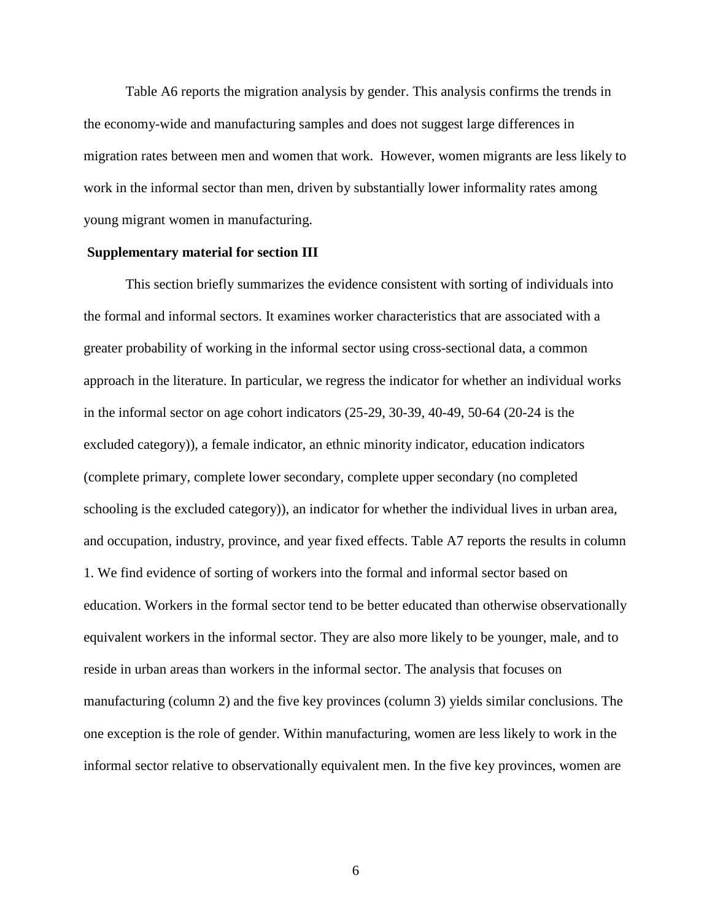Table A6 reports the migration analysis by gender. This analysis confirms the trends in the economy-wide and manufacturing samples and does not suggest large differences in migration rates between men and women that work. However, women migrants are less likely to work in the informal sector than men, driven by substantially lower informality rates among young migrant women in manufacturing.

**Supplementary material for section III**

This section briefly summarizes the evidence consistent with sorting of individuals into the formal and informal sectors. It examines worker characteristics that are associated with a greater probability of working in the informal sector using cross-sectional data, a common approach in the literature. In particular, we regress the indicator for whether an individual works in the informal sector on age cohort indicators (25-29, 30-39, 40-49, 50-64 (20-24 is the excluded category)), a female indicator, an ethnic minority indicator, education indicators (complete primary, complete lower secondary, complete upper secondary (no completed schooling is the excluded category)), an indicator for whether the individual lives in urban area, and occupation, industry, province, and year fixed effects. Table A7 reports the results in column 1. We find evidence of sorting of workers into the formal and informal sector based on education. Workers in the formal sector tend to be better educated than otherwise observationally equivalent workers in the informal sector. They are also more likely to be younger, male, and to reside in urban areas than workers in the informal sector. The analysis that focuses on manufacturing (column 2) and the five key provinces (column 3) yields similar conclusions. The one exception is the role of gender. Within manufacturing, women are less likely to work in the informal sector relative to observationally equivalent men. In the five key provinces, women are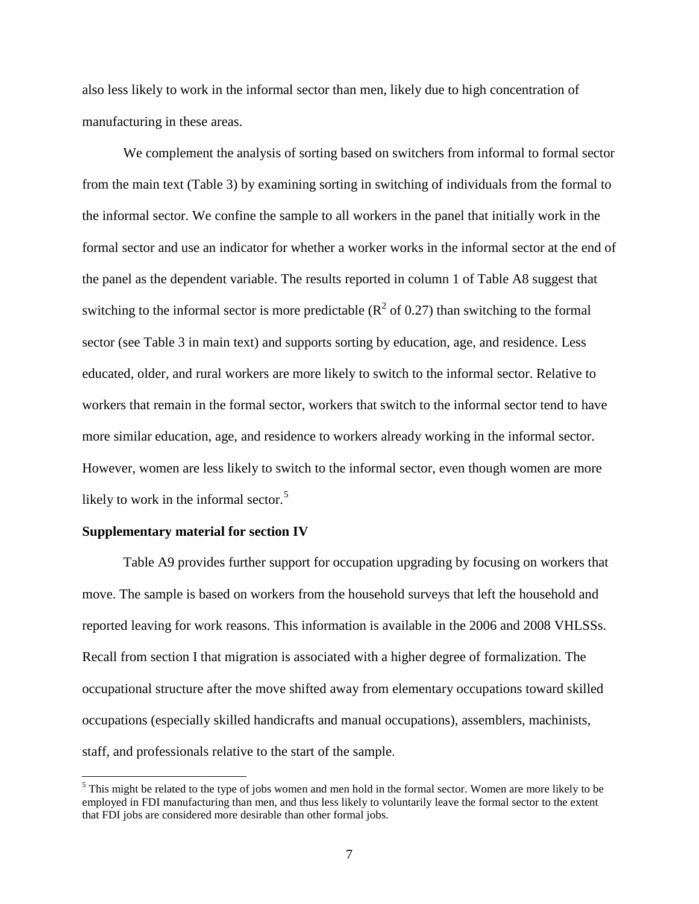also less likely to work in the informal sector than men, likely due to high concentration of manufacturing in these areas.

We complement the analysis of sorting based on switchers from informal to formal sector from the main text (Table 3) by examining sorting in switching of individuals from the formal to the informal sector. We confine the sample to all workers in the panel that initially work in the formal sector and use an indicator for whether a worker works in the informal sector at the end of the panel as the dependent variable. The results reported in column 1 of Table A8 suggest that switching to the informal sector is more predictable ($R^2$ of 0.27) than switching to the formal sector (see Table 3 in main text) and supports sorting by education, age, and residence. Less educated, older, and rural workers are more likely to switch to the informal sector. Relative to workers that remain in the formal sector, workers that switch to the informal sector tend to have more similar education, age, and residence to workers already working in the informal sector. However, women are less likely to switch to the informal sector, even though women are more likely to work in the informal sector.[5]

**Supplementary material for section IV**

Table A9 provides further support for occupation upgrading by focusing on workers that move. The sample is based on workers from the household surveys that left the household and reported leaving for work reasons. This information is available in the 2006 and 2008 VHLSSs. Recall from section I that migration is associated with a higher degree of formalization. The occupational structure after the move shifted away from elementary occupations toward skilled occupations (especially skilled handicrafts and manual occupations), assemblers, machinists, staff, and professionals relative to the start of the sample.

[5] This might be related to the type of jobs women and men hold in the formal sector. Women are more likely to be employed in FDI manufacturing than men, and thus less likely to voluntarily leave the formal sector to the extent that FDI jobs are considered more desirable than other formal jobs.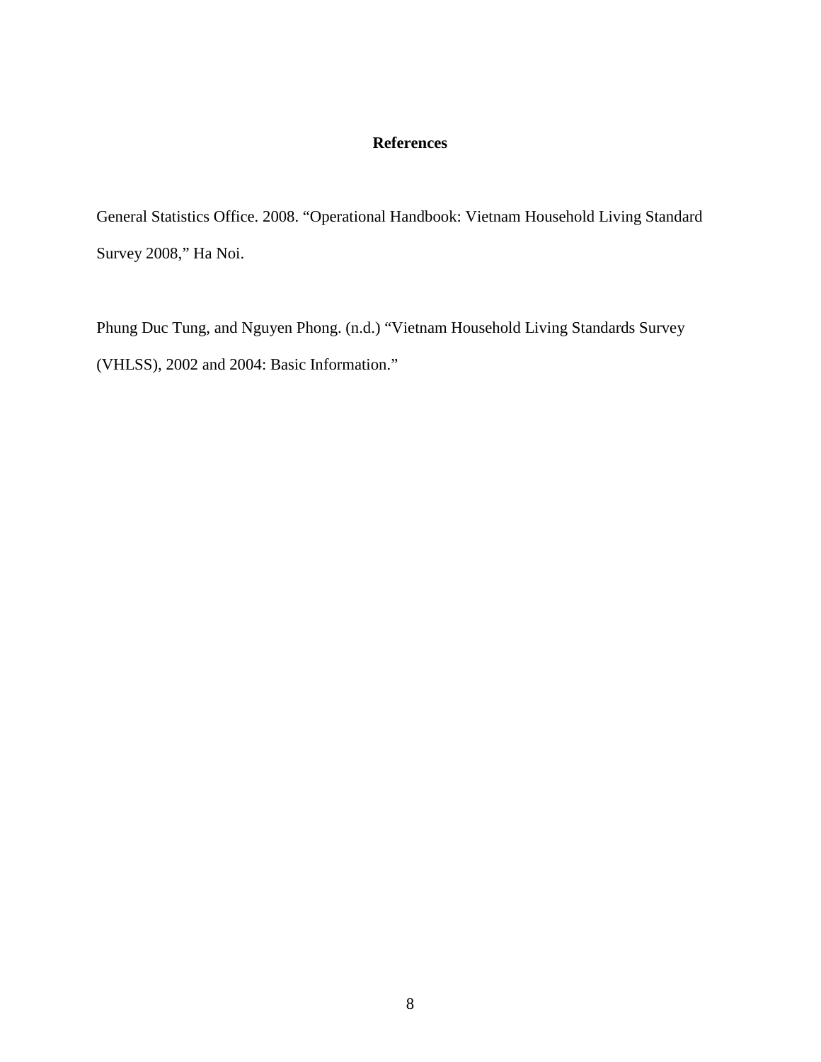## References

General Statistics Office. 2008. "Operational Handbook: Vietnam Household Living Standard Survey 2008," Ha Noi.

Phung Duc Tung, and Nguyen Phong. (n.d.) "Vietnam Household Living Standards Survey (VHLSS), 2002 and 2004: Basic Information."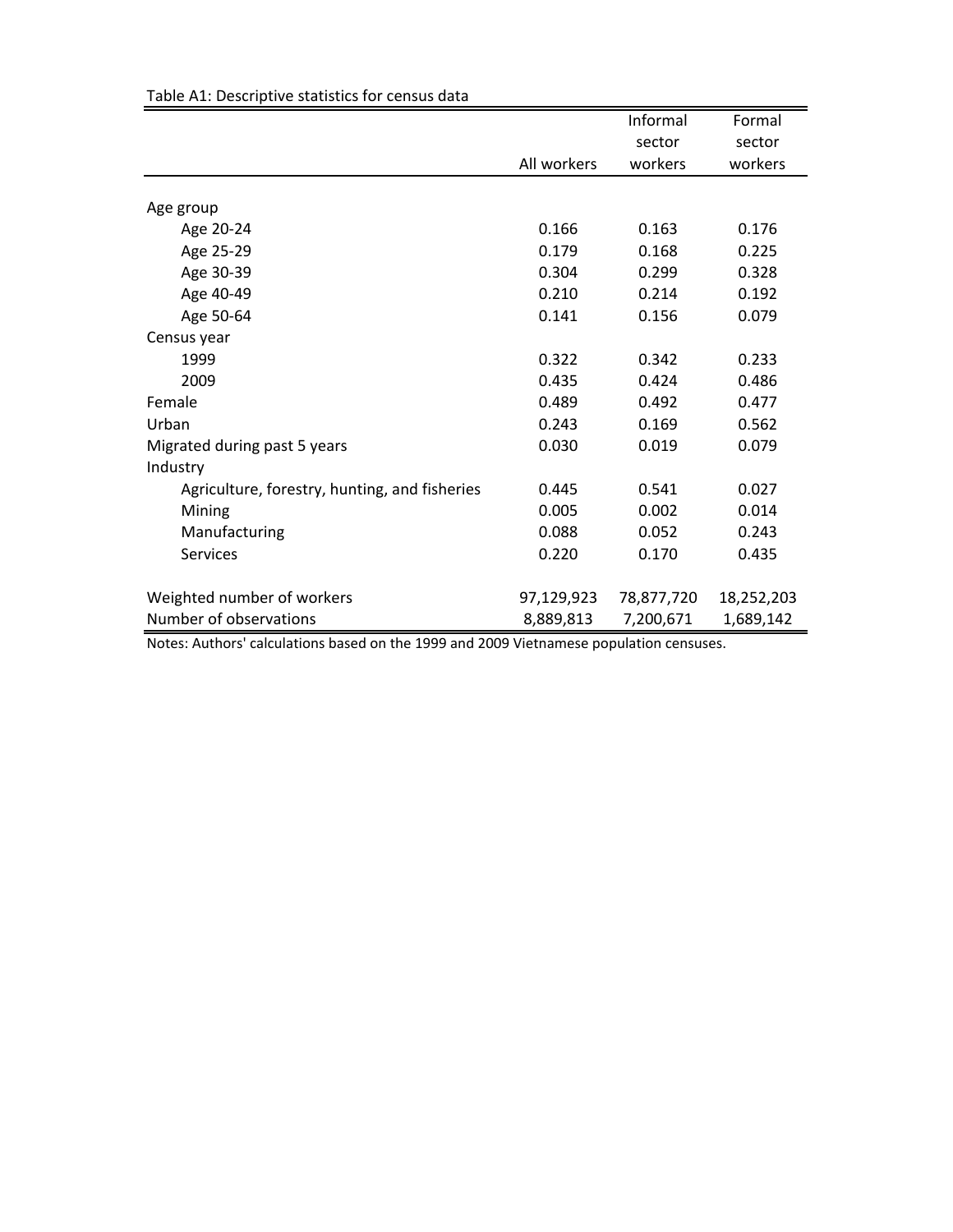Table A1: Descriptive statistics for census data

| | All workers | Informal sector workers | Formal sector workers |
|---|---|---|---|
| Age group | | | |
| Age 20-24 | 0.166 | 0.163 | 0.176 |
| Age 25-29 | 0.179 | 0.168 | 0.225 |
| Age 30-39 | 0.304 | 0.299 | 0.328 |
| Age 40-49 | 0.210 | 0.214 | 0.192 |
| Age 50-64 | 0.141 | 0.156 | 0.079 |
| Census year | | | |
| 1999 | 0.322 | 0.342 | 0.233 |
| 2009 | 0.435 | 0.424 | 0.486 |
| Female | 0.489 | 0.492 | 0.477 |
| Urban | 0.243 | 0.169 | 0.562 |
| Migrated during past 5 years | 0.030 | 0.019 | 0.079 |
| Industry | | | |
| Agriculture, forestry, hunting, and fisheries | 0.445 | 0.541 | 0.027 |
| Mining | 0.005 | 0.002 | 0.014 |
| Manufacturing | 0.088 | 0.052 | 0.243 |
| Services | 0.220 | 0.170 | 0.435 |
| Weighted number of workers | 97,129,923 | 78,877,720 | 18,252,203 |
| Number of observations | 8,889,813 | 7,200,671 | 1,689,142 |

Notes: Authors' calculations based on the 1999 and 2009 Vietnamese population censuses.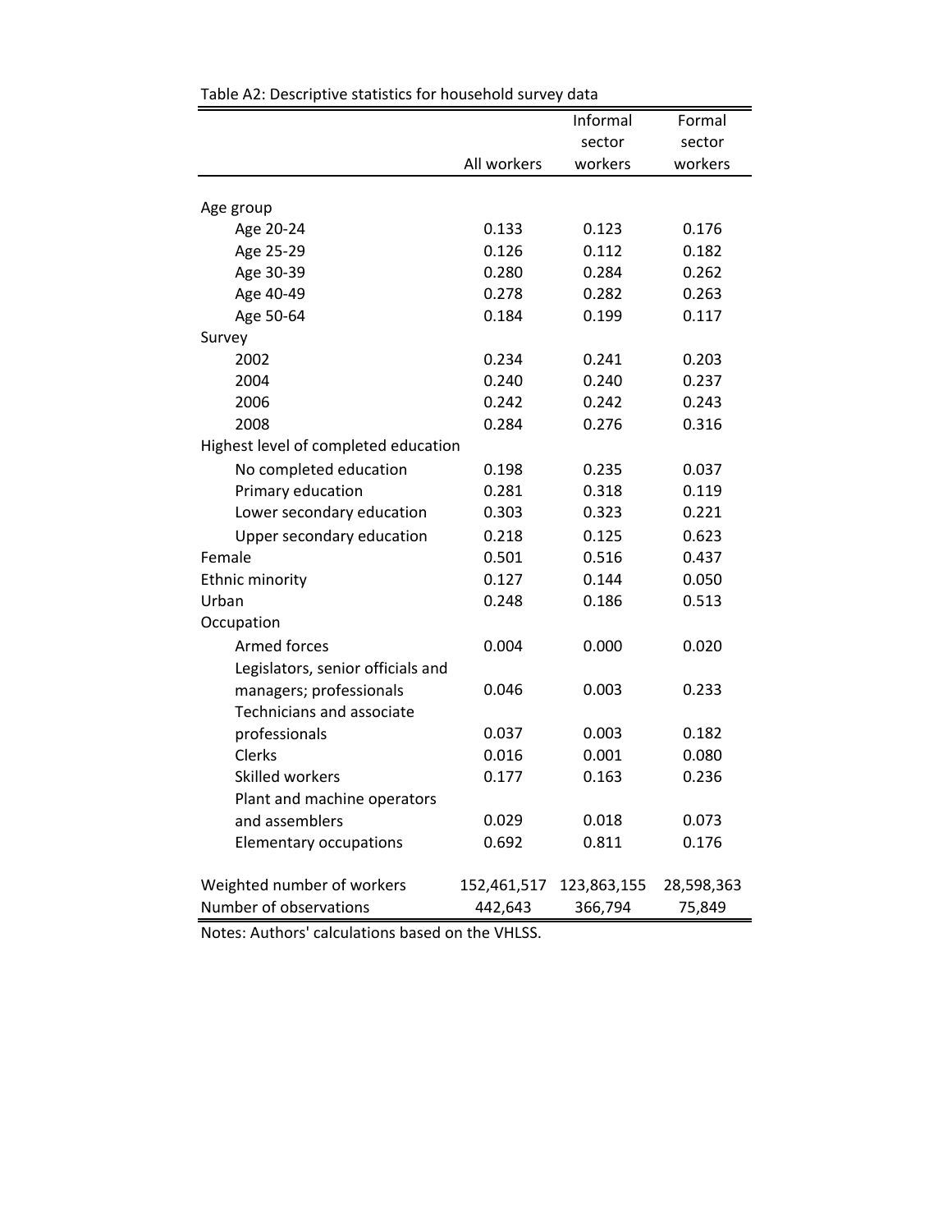Table A2: Descriptive statistics for household survey data

| | All workers | Informal sector workers | Formal sector workers |
|---|---|---|---|
| Age group | | | |
| Age 20-24 | 0.133 | 0.123 | 0.176 |
| Age 25-29 | 0.126 | 0.112 | 0.182 |
| Age 30-39 | 0.280 | 0.284 | 0.262 |
| Age 40-49 | 0.278 | 0.282 | 0.263 |
| Age 50-64 | 0.184 | 0.199 | 0.117 |
| Survey | | | |
| 2002 | 0.234 | 0.241 | 0.203 |
| 2004 | 0.240 | 0.240 | 0.237 |
| 2006 | 0.242 | 0.242 | 0.243 |
| 2008 | 0.284 | 0.276 | 0.316 |
| Highest level of completed education | | | |
| No completed education | 0.198 | 0.235 | 0.037 |
| Primary education | 0.281 | 0.318 | 0.119 |
| Lower secondary education | 0.303 | 0.323 | 0.221 |
| Upper secondary education | 0.218 | 0.125 | 0.623 |
| Female | 0.501 | 0.516 | 0.437 |
| Ethnic minority | 0.127 | 0.144 | 0.050 |
| Urban | 0.248 | 0.186 | 0.513 |
| Occupation | | | |
| Armed forces | 0.004 | 0.000 | 0.020 |
| Legislators, senior officials and managers; professionals | 0.046 | 0.003 | 0.233 |
| Technicians and associate professionals | 0.037 | 0.003 | 0.182 |
| Clerks | 0.016 | 0.001 | 0.080 |
| Skilled workers | 0.177 | 0.163 | 0.236 |
| Plant and machine operators and assemblers | 0.029 | 0.018 | 0.073 |
| Elementary occupations | 0.692 | 0.811 | 0.176 |
| Weighted number of workers | 152,461,517 | 123,863,155 | 28,598,363 |
| Number of observations | 442,643 | 366,794 | 75,849 |

Notes: Authors' calculations based on the VHLSS.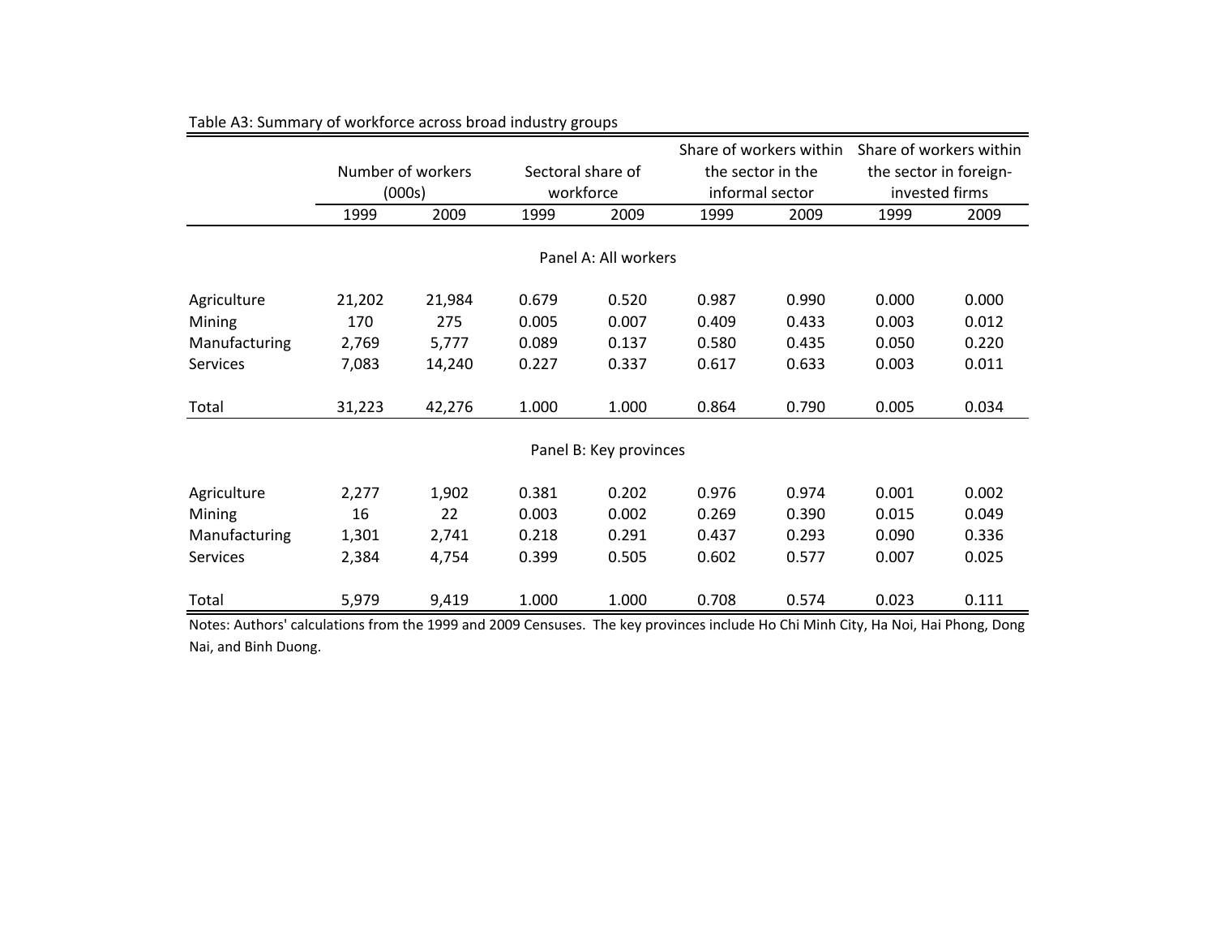Table A3: Summary of workforce across broad industry groups

| | Number of workers (000s) | | Sectoral share of workforce | | Share of workers within the sector in the informal sector | | Share of workers within the sector in foreign-invested firms | |
|---|---|---|---|---|---|---|---|---|
| | 1999 | 2009 | 1999 | 2009 | 1999 | 2009 | 1999 | 2009 |
| **Panel A: All workers** | | | | | | | | |
| Agriculture | 21,202 | 21,984 | 0.679 | 0.520 | 0.987 | 0.990 | 0.000 | 0.000 |
| Mining | 170 | 275 | 0.005 | 0.007 | 0.409 | 0.433 | 0.003 | 0.012 |
| Manufacturing | 2,769 | 5,777 | 0.089 | 0.137 | 0.580 | 0.435 | 0.050 | 0.220 |
| Services | 7,083 | 14,240 | 0.227 | 0.337 | 0.617 | 0.633 | 0.003 | 0.011 |
| Total | 31,223 | 42,276 | 1.000 | 1.000 | 0.864 | 0.790 | 0.005 | 0.034 |
| **Panel B: Key provinces** | | | | | | | | |
| Agriculture | 2,277 | 1,902 | 0.381 | 0.202 | 0.976 | 0.974 | 0.001 | 0.002 |
| Mining | 16 | 22 | 0.003 | 0.002 | 0.269 | 0.390 | 0.015 | 0.049 |
| Manufacturing | 1,301 | 2,741 | 0.218 | 0.291 | 0.437 | 0.293 | 0.090 | 0.336 |
| Services | 2,384 | 4,754 | 0.399 | 0.505 | 0.602 | 0.577 | 0.007 | 0.025 |
| Total | 5,979 | 9,419 | 1.000 | 1.000 | 0.708 | 0.574 | 0.023 | 0.111 |

Notes: Authors' calculations from the 1999 and 2009 Censuses. The key provinces include Ho Chi Minh City, Ha Noi, Hai Phong, Dong Nai, and Binh Duong.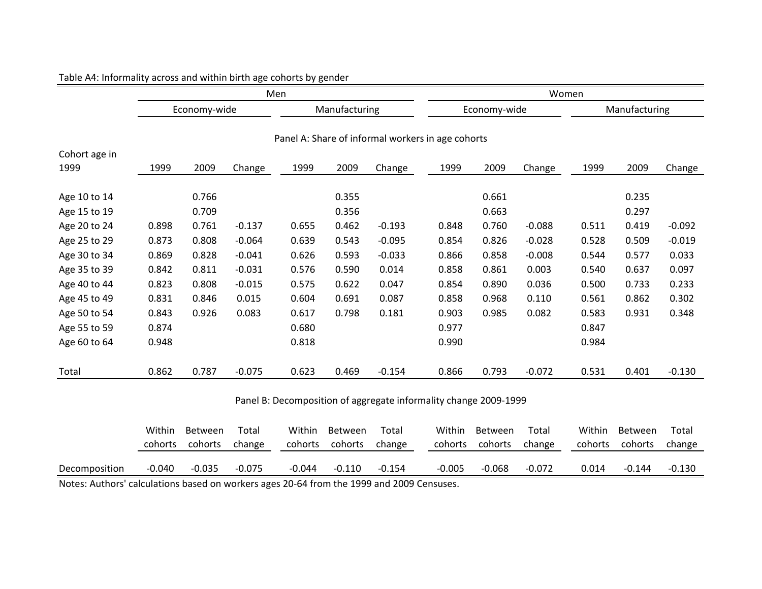Table A4: Informality across and within birth age cohorts by gender

| | Men | | | | | | Women | | | | | |
|---|---|---|---|---|---|---|---|---|---|---|---|---|
| | Economy-wide | | | Manufacturing | | | Economy-wide | | | Manufacturing | | |
| **Panel A: Share of informal workers in age cohorts** | | | | | | | | | | | | |
| Cohort age in 1999 | 1999 | 2009 | Change | 1999 | 2009 | Change | 1999 | 2009 | Change | 1999 | 2009 | Change |
| Age 10 to 14 | | 0.766 | | | 0.355 | | | 0.661 | | | 0.235 | |
| Age 15 to 19 | | 0.709 | | | 0.356 | | | 0.663 | | | 0.297 | |
| Age 20 to 24 | 0.898 | 0.761 | -0.137 | 0.655 | 0.462 | -0.193 | 0.848 | 0.760 | -0.088 | 0.511 | 0.419 | -0.092 |
| Age 25 to 29 | 0.873 | 0.808 | -0.064 | 0.639 | 0.543 | -0.095 | 0.854 | 0.826 | -0.028 | 0.528 | 0.509 | -0.019 |
| Age 30 to 34 | 0.869 | 0.828 | -0.041 | 0.626 | 0.593 | -0.033 | 0.866 | 0.858 | -0.008 | 0.544 | 0.577 | 0.033 |
| Age 35 to 39 | 0.842 | 0.811 | -0.031 | 0.576 | 0.590 | 0.014 | 0.858 | 0.861 | 0.003 | 0.540 | 0.637 | 0.097 |
| Age 40 to 44 | 0.823 | 0.808 | -0.015 | 0.575 | 0.622 | 0.047 | 0.854 | 0.890 | 0.036 | 0.500 | 0.733 | 0.233 |
| Age 45 to 49 | 0.831 | 0.846 | 0.015 | 0.604 | 0.691 | 0.087 | 0.858 | 0.968 | 0.110 | 0.561 | 0.862 | 0.302 |
| Age 50 to 54 | 0.843 | 0.926 | 0.083 | 0.617 | 0.798 | 0.181 | 0.903 | 0.985 | 0.082 | 0.583 | 0.931 | 0.348 |
| Age 55 to 59 | 0.874 | | | 0.680 | | | 0.977 | | | 0.847 | | |
| Age 60 to 64 | 0.948 | | | 0.818 | | | 0.990 | | | 0.984 | | |
| Total | 0.862 | 0.787 | -0.075 | 0.623 | 0.469 | -0.154 | 0.866 | 0.793 | -0.072 | 0.531 | 0.401 | -0.130 |
| **Panel B: Decomposition of aggregate informality change 2009-1999** | | | | | | | | | | | | |
| | Within cohorts | Between cohorts | Total change | Within cohorts | Between cohorts | Total change | Within cohorts | Between cohorts | Total change | Within cohorts | Between cohorts | Total change |
| Decomposition | -0.040 | -0.035 | -0.075 | -0.044 | -0.110 | -0.154 | -0.005 | -0.068 | -0.072 | 0.014 | -0.144 | -0.130 |

Notes: Authors' calculations based on workers ages 20-64 from the 1999 and 2009 Censuses.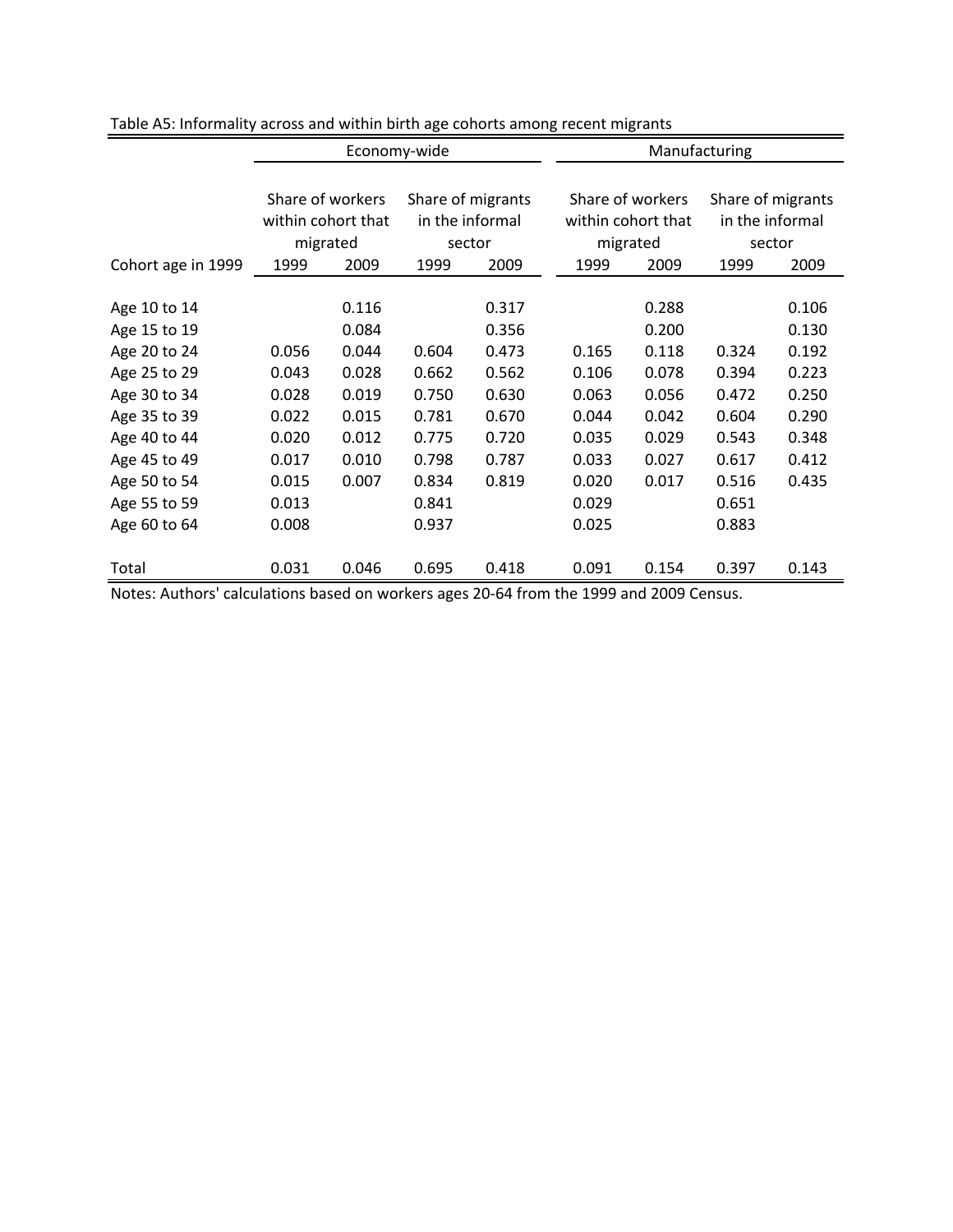Table A5: Informality across and within birth age cohorts among recent migrants

| | Economy-wide | | | | Manufacturing | | | |
|---|---|---|---|---|---|---|---|---|
| | Share of workers within cohort that migrated | | Share of migrants in the informal sector | | Share of workers within cohort that migrated | | Share of migrants in the informal sector | |
| Cohort age in 1999 | 1999 | 2009 | 1999 | 2009 | 1999 | 2009 | 1999 | 2009 |
| Age 10 to 14 | | 0.116 | | 0.317 | | 0.288 | | 0.106 |
| Age 15 to 19 | | 0.084 | | 0.356 | | 0.200 | | 0.130 |
| Age 20 to 24 | 0.056 | 0.044 | 0.604 | 0.473 | 0.165 | 0.118 | 0.324 | 0.192 |
| Age 25 to 29 | 0.043 | 0.028 | 0.662 | 0.562 | 0.106 | 0.078 | 0.394 | 0.223 |
| Age 30 to 34 | 0.028 | 0.019 | 0.750 | 0.630 | 0.063 | 0.056 | 0.472 | 0.250 |
| Age 35 to 39 | 0.022 | 0.015 | 0.781 | 0.670 | 0.044 | 0.042 | 0.604 | 0.290 |
| Age 40 to 44 | 0.020 | 0.012 | 0.775 | 0.720 | 0.035 | 0.029 | 0.543 | 0.348 |
| Age 45 to 49 | 0.017 | 0.010 | 0.798 | 0.787 | 0.033 | 0.027 | 0.617 | 0.412 |
| Age 50 to 54 | 0.015 | 0.007 | 0.834 | 0.819 | 0.020 | 0.017 | 0.516 | 0.435 |
| Age 55 to 59 | 0.013 | | 0.841 | | 0.029 | | 0.651 | |
| Age 60 to 64 | 0.008 | | 0.937 | | 0.025 | | 0.883 | |
| Total | 0.031 | 0.046 | 0.695 | 0.418 | 0.091 | 0.154 | 0.397 | 0.143 |

Notes: Authors' calculations based on workers ages 20-64 from the 1999 and 2009 Census.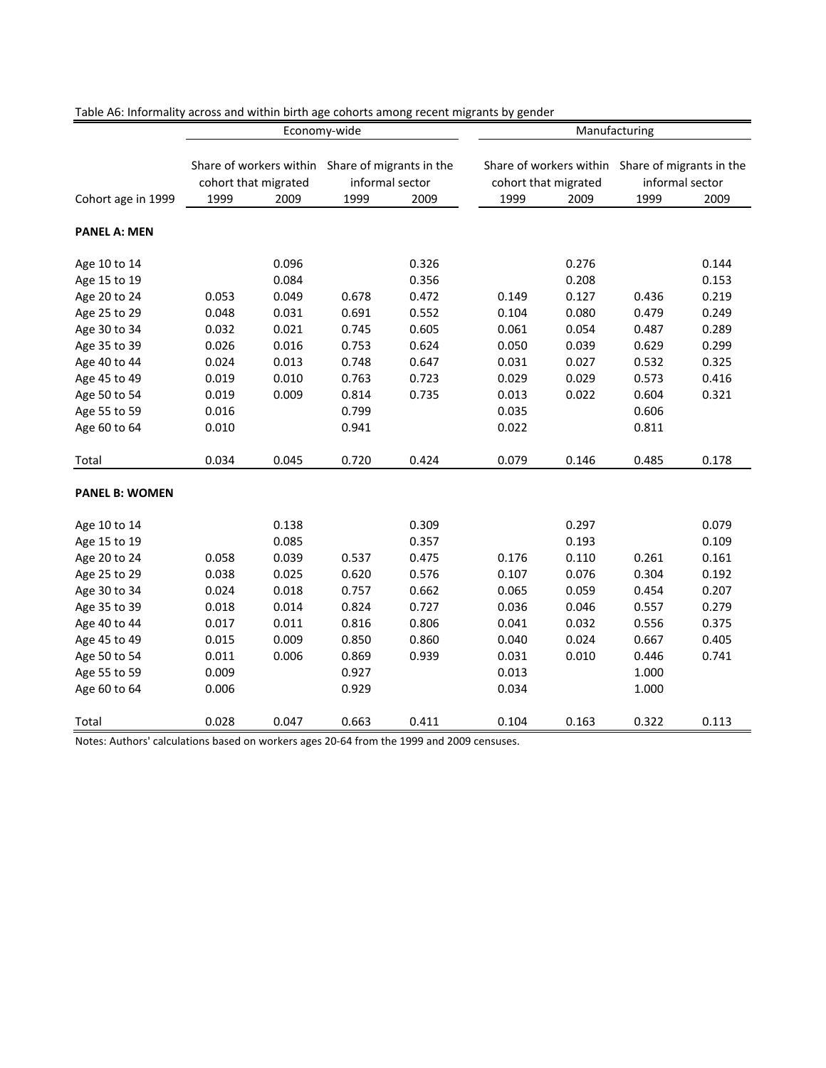Table A6: Informality across and within birth age cohorts among recent migrants by gender

| | Economy-wide | | | | Manufacturing | | | |
|---|---|---|---|---|---|---|---|---|
| | Share of workers within cohort that migrated | | Share of migrants in the informal sector | | Share of workers within cohort that migrated | | Share of migrants in the informal sector | |
| Cohort age in 1999 | 1999 | 2009 | 1999 | 2009 | 1999 | 2009 | 1999 | 2009 |
| **PANEL A: MEN** | | | | | | | | |
| Age 10 to 14 | | 0.096 | | 0.326 | | 0.276 | | 0.144 |
| Age 15 to 19 | | 0.084 | | 0.356 | | 0.208 | | 0.153 |
| Age 20 to 24 | 0.053 | 0.049 | 0.678 | 0.472 | 0.149 | 0.127 | 0.436 | 0.219 |
| Age 25 to 29 | 0.048 | 0.031 | 0.691 | 0.552 | 0.104 | 0.080 | 0.479 | 0.249 |
| Age 30 to 34 | 0.032 | 0.021 | 0.745 | 0.605 | 0.061 | 0.054 | 0.487 | 0.289 |
| Age 35 to 39 | 0.026 | 0.016 | 0.753 | 0.624 | 0.050 | 0.039 | 0.629 | 0.299 |
| Age 40 to 44 | 0.024 | 0.013 | 0.748 | 0.647 | 0.031 | 0.027 | 0.532 | 0.325 |
| Age 45 to 49 | 0.019 | 0.010 | 0.763 | 0.723 | 0.029 | 0.029 | 0.573 | 0.416 |
| Age 50 to 54 | 0.019 | 0.009 | 0.814 | 0.735 | 0.013 | 0.022 | 0.604 | 0.321 |
| Age 55 to 59 | 0.016 | | 0.799 | | 0.035 | | 0.606 | |
| Age 60 to 64 | 0.010 | | 0.941 | | 0.022 | | 0.811 | |
| Total | 0.034 | 0.045 | 0.720 | 0.424 | 0.079 | 0.146 | 0.485 | 0.178 |
| **PANEL B: WOMEN** | | | | | | | | |
| Age 10 to 14 | | 0.138 | | 0.309 | | 0.297 | | 0.079 |
| Age 15 to 19 | | 0.085 | | 0.357 | | 0.193 | | 0.109 |
| Age 20 to 24 | 0.058 | 0.039 | 0.537 | 0.475 | 0.176 | 0.110 | 0.261 | 0.161 |
| Age 25 to 29 | 0.038 | 0.025 | 0.620 | 0.576 | 0.107 | 0.076 | 0.304 | 0.192 |
| Age 30 to 34 | 0.024 | 0.018 | 0.757 | 0.662 | 0.065 | 0.059 | 0.454 | 0.207 |
| Age 35 to 39 | 0.018 | 0.014 | 0.824 | 0.727 | 0.036 | 0.046 | 0.557 | 0.279 |
| Age 40 to 44 | 0.017 | 0.011 | 0.816 | 0.806 | 0.041 | 0.032 | 0.556 | 0.375 |
| Age 45 to 49 | 0.015 | 0.009 | 0.850 | 0.860 | 0.040 | 0.024 | 0.667 | 0.405 |
| Age 50 to 54 | 0.011 | 0.006 | 0.869 | 0.939 | 0.031 | 0.010 | 0.446 | 0.741 |
| Age 55 to 59 | 0.009 | | 0.927 | | 0.013 | | 1.000 | |
| Age 60 to 64 | 0.006 | | 0.929 | | 0.034 | | 1.000 | |
| Total | 0.028 | 0.047 | 0.663 | 0.411 | 0.104 | 0.163 | 0.322 | 0.113 |

Notes: Authors' calculations based on workers ages 20-64 from the 1999 and 2009 censuses.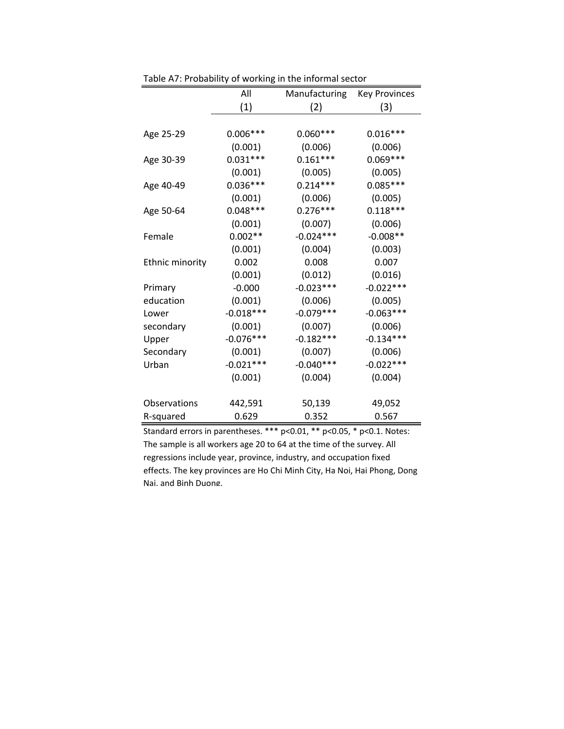Table A7: Probability of working in the informal sector

| | All | Manufacturing | Key Provinces |
|---|---|---|---|
| | (1) | (2) | (3) |
| Age 25-29 | 0.006*** | 0.060*** | 0.016*** |
| | (0.001) | (0.006) | (0.006) |
| Age 30-39 | 0.031*** | 0.161*** | 0.069*** |
| | (0.001) | (0.005) | (0.005) |
| Age 40-49 | 0.036*** | 0.214*** | 0.085*** |
| | (0.001) | (0.006) | (0.005) |
| Age 50-64 | 0.048*** | 0.276*** | 0.118*** |
| | (0.001) | (0.007) | (0.006) |
| Female | 0.002** | -0.024*** | -0.008** |
| | (0.001) | (0.004) | (0.003) |
| Ethnic minority | 0.002 | 0.008 | 0.007 |
| | (0.001) | (0.012) | (0.016) |
| Primary education | -0.000 | -0.023*** | -0.022*** |
| | (0.001) | (0.006) | (0.005) |
| Lower secondary | -0.018*** | -0.079*** | -0.063*** |
| | (0.001) | (0.007) | (0.006) |
| Upper Secondary | -0.076*** | -0.182*** | -0.134*** |
| | (0.001) | (0.007) | (0.006) |
| Urban | -0.021*** | -0.040*** | -0.022*** |
| | (0.001) | (0.004) | (0.004) |
| Observations | 442,591 | 50,139 | 49,052 |
| R-squared | 0.629 | 0.352 | 0.567 |

Standard errors in parentheses. *** p<0.01, ** p<0.05, * p<0.1. Notes: The sample is all workers age 20 to 64 at the time of the survey. All regressions include year, province, industry, and occupation fixed effects. The key provinces are Ho Chi Minh City, Ha Noi, Hai Phong, Dong Nai, and Binh Duong.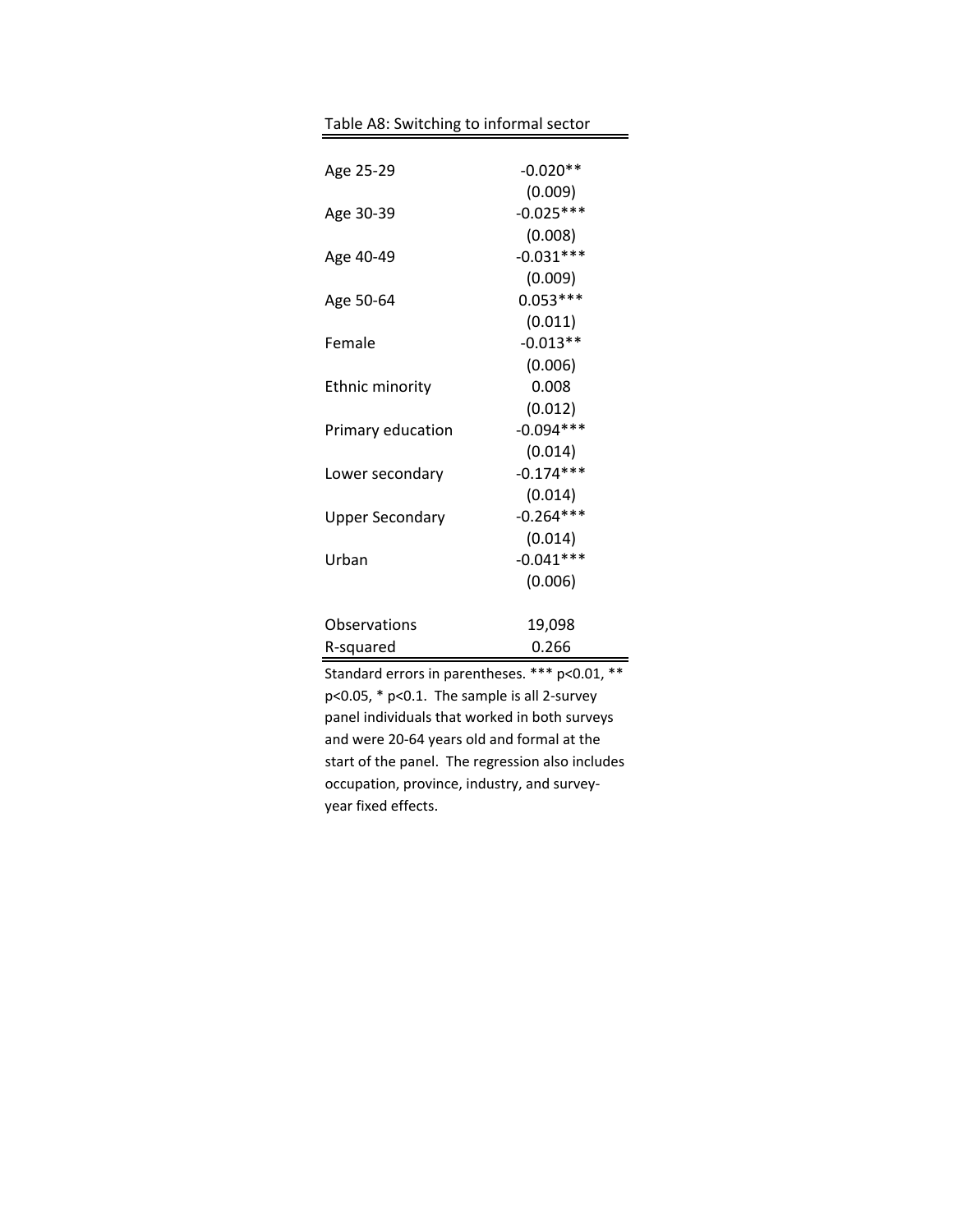Table A8: Switching to informal sector

| | |
|---|---|
| Age 25-29 | -0.020** |
| | (0.009) |
| Age 30-39 | -0.025*** |
| | (0.008) |
| Age 40-49 | -0.031*** |
| | (0.009) |
| Age 50-64 | 0.053*** |
| | (0.011) |
| Female | -0.013** |
| | (0.006) |
| Ethnic minority | 0.008 |
| | (0.012) |
| Primary education | -0.094*** |
| | (0.014) |
| Lower secondary | -0.174*** |
| | (0.014) |
| Upper Secondary | -0.264*** |
| | (0.014) |
| Urban | -0.041*** |
| | (0.006) |
| | |
| Observations | 19,098 |
| R-squared | 0.266 |

Standard errors in parentheses. *** p<0.01, ** p<0.05, * p<0.1. The sample is all 2-survey panel individuals that worked in both surveys and were 20-64 years old and formal at the start of the panel. The regression also includes occupation, province, industry, and survey-year fixed effects.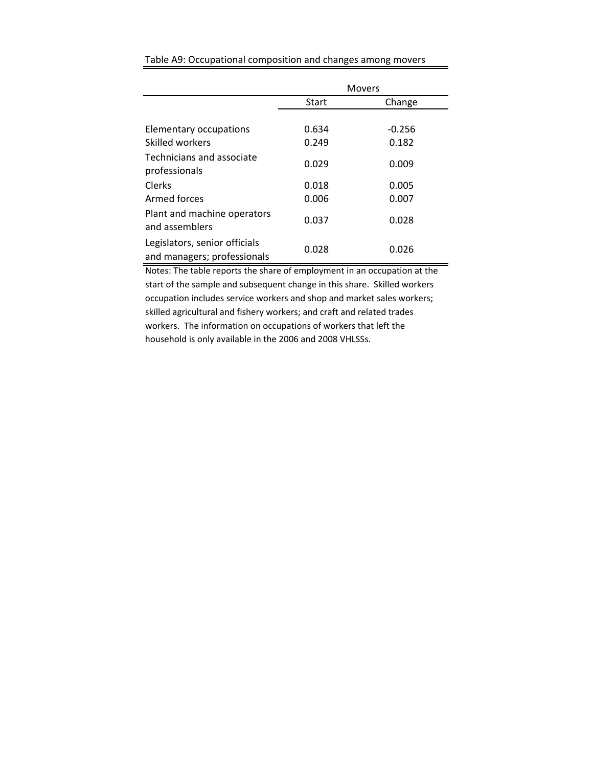Table A9: Occupational composition and changes among movers

| | Movers | |
|---|---|---|
| | Start | Change |
| Elementary occupations | 0.634 | -0.256 |
| Skilled workers | 0.249 | 0.182 |
| Technicians and associate professionals | 0.029 | 0.009 |
| Clerks | 0.018 | 0.005 |
| Armed forces | 0.006 | 0.007 |
| Plant and machine operators and assemblers | 0.037 | 0.028 |
| Legislators, senior officials and managers; professionals | 0.028 | 0.026 |

Notes: The table reports the share of employment in an occupation at the start of the sample and subsequent change in this share. Skilled workers occupation includes service workers and shop and market sales workers; skilled agricultural and fishery workers; and craft and related trades workers. The information on occupations of workers that left the household is only available in the 2006 and 2008 VHLSSs.